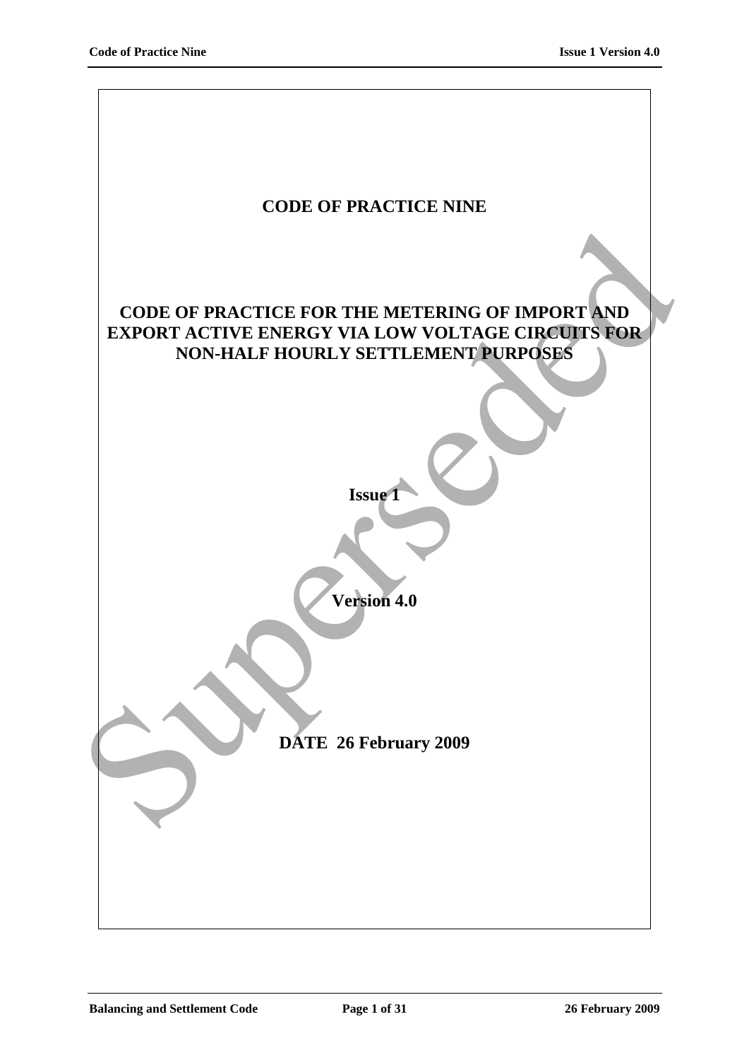# CODE OF PRACTICE NINE

## CODE OF PRACTICE FOR THE METERING OF IMPORT AND EXPORT ACTIVE ENERGY VIA LOW VOLTAGE CIRCUITS FOR NON-HALF HOURLY SETTLEMENT PURPOSES

**Issue 1**

**Version 4.0**

**DATE 26 February 2009**

Superseded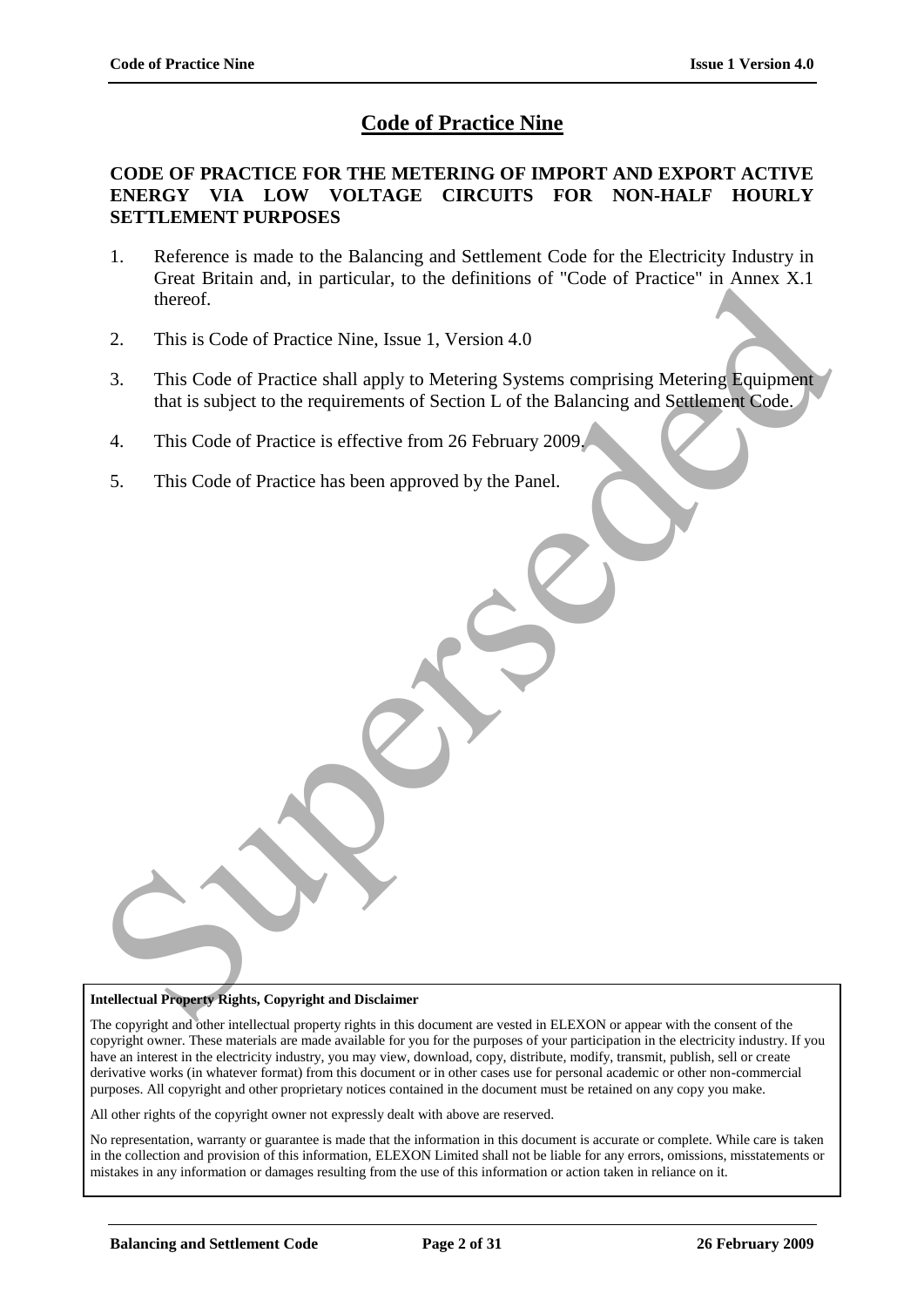# Code of Practice Nine

## CODE OF PRACTICE FOR THE METERING OF IMPORT AND EXPORT ACTIVE ENERGY VIA LOW VOLTAGE CIRCUITS FOR NON-HALF HOURLY SETTLEMENT PURPOSES

1. Reference is made to the Balancing and Settlement Code for the Electricity Industry in Great Britain and, in particular, to the definitions of "Code of Practice" in Annex X.1 thereof.
2. This is Code of Practice Nine, Issue 1, Version 4.0
3. This Code of Practice shall apply to Metering Systems comprising Metering Equipment that is subject to the requirements of Section L of the Balancing and Settlement Code.
4. This Code of Practice is effective from 26 February 2009.
5. This Code of Practice has been approved by the Panel.

Superseded

**Intellectual Property Rights, Copyright and Disclaimer**

The copyright and other intellectual property rights in this document are vested in ELEXON or appear with the consent of the copyright owner. These materials are made available for you for the purposes of your participation in the electricity industry. If you have an interest in the electricity industry, you may view, download, copy, distribute, modify, transmit, publish, sell or create derivative works (in whatever format) from this document or in other cases use for personal academic or other non-commercial purposes. All copyright and other proprietary notices contained in the document must be retained on any copy you make.

All other rights of the copyright owner not expressly dealt with above are reserved.

No representation, warranty or guarantee is made that the information in this document is accurate or complete. While care is taken in the collection and provision of this information, ELEXON Limited shall not be liable for any errors, omissions, misstatements or mistakes in any information or damages resulting from the use of this information or action taken in reliance on it.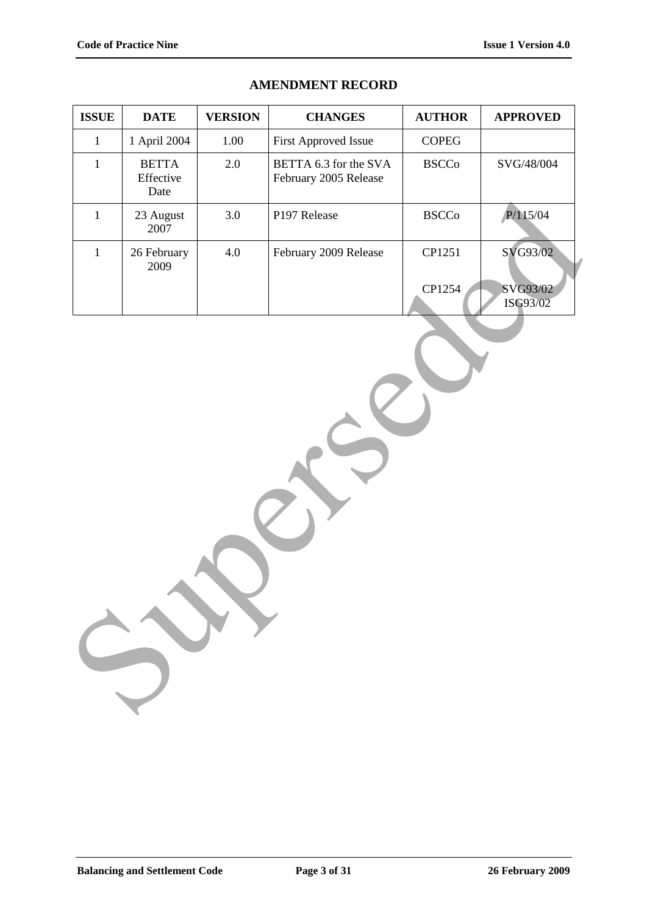## AMENDMENT RECORD

| ISSUE | DATE | VERSION | CHANGES | AUTHOR | APPROVED |
|---|---|---|---|---|---|
| 1 | 1 April 2004 | 1.00 | First Approved Issue | COPEG | |
| 1 | BETTA Effective Date | 2.0 | BETTA 6.3 for the SVA February 2005 Release | BSCCo | SVG/48/004 |
| 1 | 23 August 2007 | 3.0 | P197 Release | BSCCo | P/115/04 |
| 1 | 26 February 2009 | 4.0 | February 2009 Release | CP1251<br><br>CP1254 | SVG93/02<br><br>SVG93/02<br>ISG93/02 |

Superseded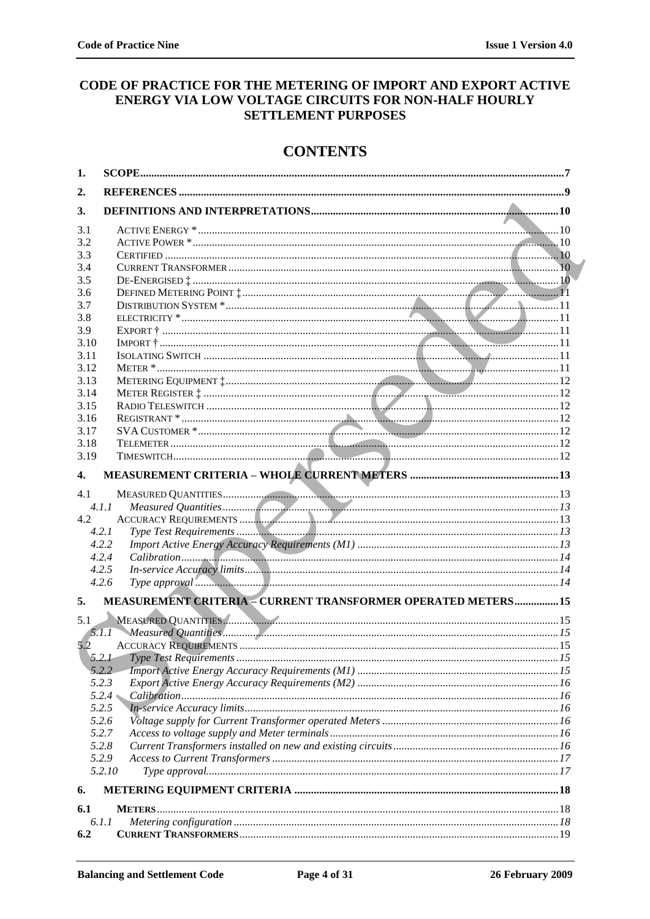# CODE OF PRACTICE FOR THE METERING OF IMPORT AND EXPORT ACTIVE ENERGY VIA LOW VOLTAGE CIRCUITS FOR NON-HALF HOURLY SETTLEMENT PURPOSES

## CONTENTS

| | | |
|---|---|---|
| **1.** | **SCOPE** | **7** |
| **2.** | **REFERENCES** | **9** |
| **3.** | **DEFINITIONS AND INTERPRETATIONS** | **10** |
| 3.1 | ACTIVE ENERGY * | 10 |
| 3.2 | ACTIVE POWER * | 10 |
| 3.3 | CERTIFIED | 10 |
| 3.4 | CURRENT TRANSFORMER | 10 |
| 3.5 | DE-ENERGISED ‡ | 10 |
| 3.6 | DEFINED METERING POINT ‡ | 11 |
| 3.7 | DISTRIBUTION SYSTEM * | 11 |
| 3.8 | ELECTRICITY * | 11 |
| 3.9 | EXPORT † | 11 |
| 3.10 | IMPORT † | 11 |
| 3.11 | ISOLATING SWITCH | 11 |
| 3.12 | METER * | 11 |
| 3.13 | METERING EQUIPMENT ‡ | 12 |
| 3.14 | METER REGISTER ‡ | 12 |
| 3.15 | RADIO TELESWITCH | 12 |
| 3.16 | REGISTRANT * | 12 |
| 3.17 | SVA CUSTOMER * | 12 |
| 3.18 | TELEMETER | 12 |
| 3.19 | TIMESWITCH | 12 |
| **4.** | **MEASUREMENT CRITERIA – WHOLE CURRENT METERS** | **13** |
| 4.1 | MEASURED QUANTITIES | 13 |
| *4.1.1* | *Measured Quantities* | *13* |
| 4.2 | ACCURACY REQUIREMENTS | 13 |
| *4.2.1* | *Type Test Requirements* | *13* |
| *4.2.2* | *Import Active Energy Accuracy Requirements (M1)* | *13* |
| *4.2.4* | *Calibration* | *14* |
| *4.2.5* | *In-service Accuracy limits* | *14* |
| *4.2.6* | *Type approval* | *14* |
| **5.** | **MEASUREMENT CRITERIA – CURRENT TRANSFORMER OPERATED METERS** | **15** |
| 5.1 | MEASURED QUANTITIES | 15 |
| *5.1.1* | *Measured Quantities* | *15* |
| 5.2 | ACCURACY REQUIREMENTS | 15 |
| *5.2.1* | *Type Test Requirements* | *15* |
| *5.2.2* | *Import Active Energy Accuracy Requirements (M1)* | *15* |
| *5.2.3* | *Export Active Energy Accuracy Requirements (M2)* | *16* |
| *5.2.4* | *Calibration* | *16* |
| *5.2.5* | *In-service Accuracy limits* | *16* |
| *5.2.6* | *Voltage supply for Current Transformer operated Meters* | *16* |
| *5.2.7* | *Access to voltage supply and Meter terminals* | *16* |
| *5.2.8* | *Current Transformers installed on new and existing circuits* | *16* |
| *5.2.9* | *Access to Current Transformers* | *17* |
| *5.2.10* | *Type approval* | *17* |
| **6.** | **METERING EQUIPMENT CRITERIA** | **18** |
| **6.1** | **METERS** | 18 |
| *6.1.1* | *Metering configuration* | *18* |
| **6.2** | **CURRENT TRANSFORMERS** | 19 |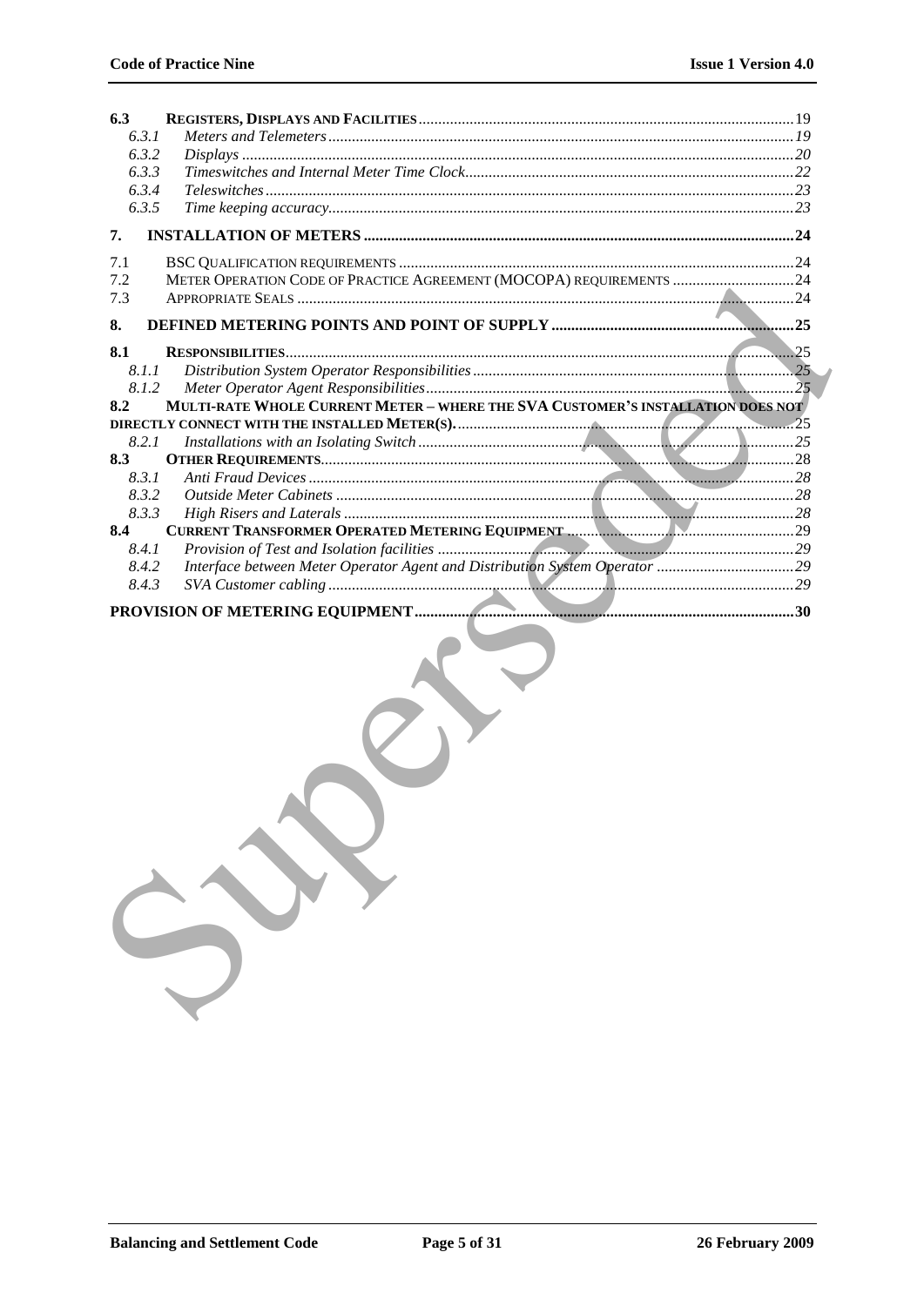| | | |
|---|---|---|
| **6.3** | **REGISTERS, DISPLAYS AND FACILITIES** | 19 |
| *6.3.1* | *Meters and Telemeters* | *19* |
| *6.3.2* | *Displays* | *20* |
| *6.3.3* | *Timeswitches and Internal Meter Time Clock* | *22* |
| *6.3.4* | *Teleswitches* | *23* |
| *6.3.5* | *Time keeping accuracy* | *23* |
| **7.** | **INSTALLATION OF METERS** | **24** |
| 7.1 | BSC QUALIFICATION REQUIREMENTS | 24 |
| 7.2 | METER OPERATION CODE OF PRACTICE AGREEMENT (MOCOPA) REQUIREMENTS | 24 |
| 7.3 | APPROPRIATE SEALS | 24 |
| **8.** | **DEFINED METERING POINTS AND POINT OF SUPPLY** | **25** |
| **8.1** | **RESPONSIBILITIES** | 25 |
| *8.1.1* | *Distribution System Operator Responsibilities* | *25* |
| *8.1.2* | *Meter Operator Agent Responsibilities* | *25* |
| **8.2** | **MULTI-RATE WHOLE CURRENT METER – WHERE THE SVA CUSTOMER'S INSTALLATION DOES NOT DIRECTLY CONNECT WITH THE INSTALLED METER(S).** | 25 |
| *8.2.1* | *Installations with an Isolating Switch* | *25* |
| **8.3** | **OTHER REQUIREMENTS** | 28 |
| *8.3.1* | *Anti Fraud Devices* | *28* |
| *8.3.2* | *Outside Meter Cabinets* | *28* |
| *8.3.3* | *High Risers and Laterals* | *28* |
| **8.4** | **CURRENT TRANSFORMER OPERATED METERING EQUIPMENT** | 29 |
| *8.4.1* | *Provision of Test and Isolation facilities* | *29* |
| *8.4.2* | *Interface between Meter Operator Agent and Distribution System Operator* | *29* |
| *8.4.3* | *SVA Customer cabling* | *29* |
| | **PROVISION OF METERING EQUIPMENT** | **30** |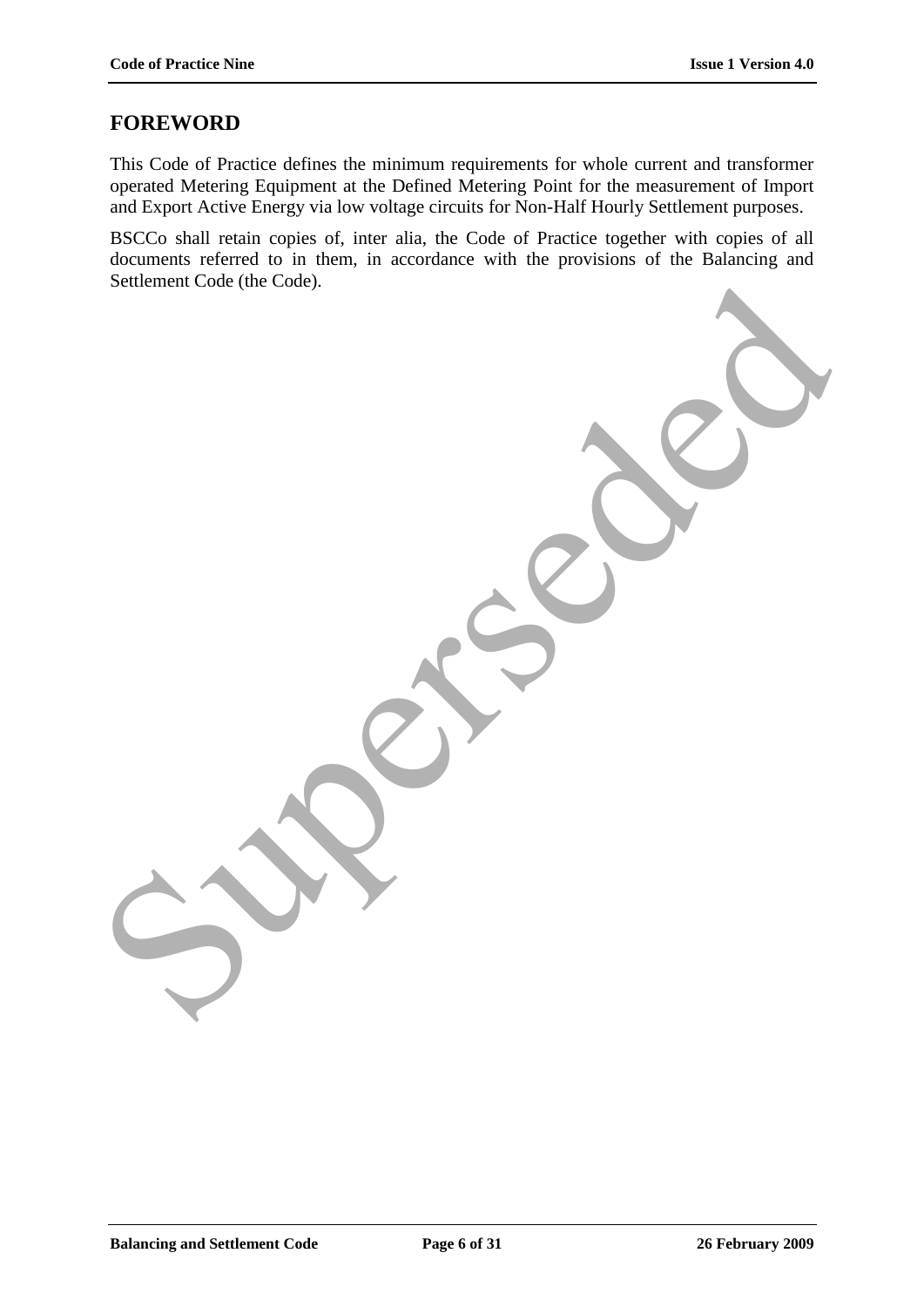# FOREWORD

This Code of Practice defines the minimum requirements for whole current and transformer operated Metering Equipment at the Defined Metering Point for the measurement of Import and Export Active Energy via low voltage circuits for Non-Half Hourly Settlement purposes.

BSCCo shall retain copies of, inter alia, the Code of Practice together with copies of all documents referred to in them, in accordance with the provisions of the Balancing and Settlement Code (the Code).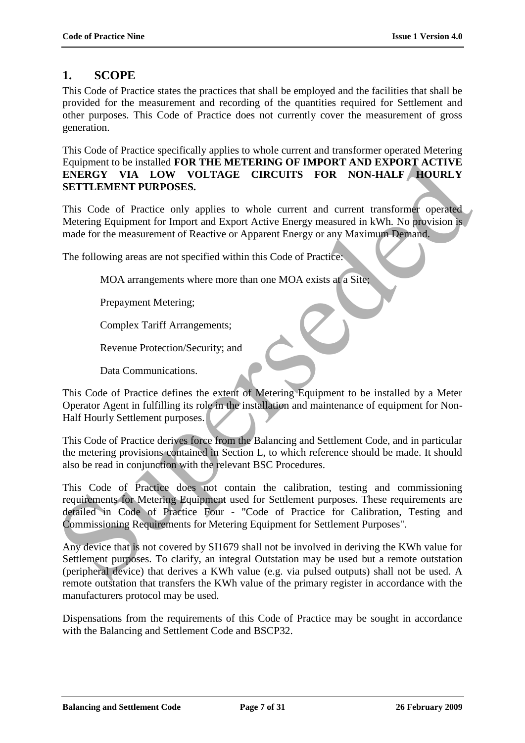## 1. SCOPE

This Code of Practice states the practices that shall be employed and the facilities that shall be provided for the measurement and recording of the quantities required for Settlement and other purposes. This Code of Practice does not currently cover the measurement of gross generation.

This Code of Practice specifically applies to whole current and transformer operated Metering Equipment to be installed **FOR THE METERING OF IMPORT AND EXPORT ACTIVE ENERGY VIA LOW VOLTAGE CIRCUITS FOR NON-HALF HOURLY SETTLEMENT PURPOSES.**

This Code of Practice only applies to whole current and current transformer operated Metering Equipment for Import and Export Active Energy measured in kWh. No provision is made for the measurement of Reactive or Apparent Energy or any Maximum Demand.

The following areas are not specified within this Code of Practice:

MOA arrangements where more than one MOA exists at a Site;

Prepayment Metering;

Complex Tariff Arrangements;

Revenue Protection/Security; and

Data Communications.

This Code of Practice defines the extent of Metering Equipment to be installed by a Meter Operator Agent in fulfilling its role in the installation and maintenance of equipment for Non-Half Hourly Settlement purposes.

This Code of Practice derives force from the Balancing and Settlement Code, and in particular the metering provisions contained in Section L, to which reference should be made. It should also be read in conjunction with the relevant BSC Procedures.

This Code of Practice does not contain the calibration, testing and commissioning requirements for Metering Equipment used for Settlement purposes. These requirements are detailed in Code of Practice Four - "Code of Practice for Calibration, Testing and Commissioning Requirements for Metering Equipment for Settlement Purposes".

Any device that is not covered by SI1679 shall not be involved in deriving the KWh value for Settlement purposes. To clarify, an integral Outstation may be used but a remote outstation (peripheral device) that derives a KWh value (e.g. via pulsed outputs) shall not be used. A remote outstation that transfers the KWh value of the primary register in accordance with the manufacturers protocol may be used.

Dispensations from the requirements of this Code of Practice may be sought in accordance with the Balancing and Settlement Code and BSCP32.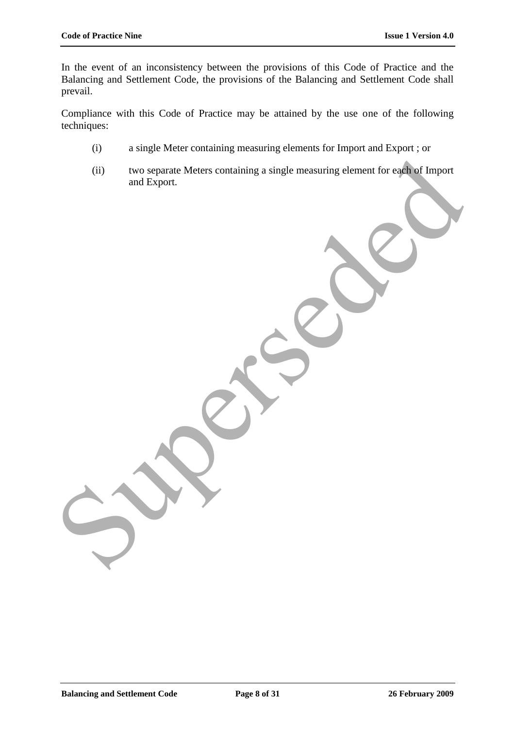In the event of an inconsistency between the provisions of this Code of Practice and the Balancing and Settlement Code, the provisions of the Balancing and Settlement Code shall prevail.

Compliance with this Code of Practice may be attained by the use one of the following techniques:

(i) a single Meter containing measuring elements for Import and Export ; or

(ii) two separate Meters containing a single measuring element for each of Import and Export.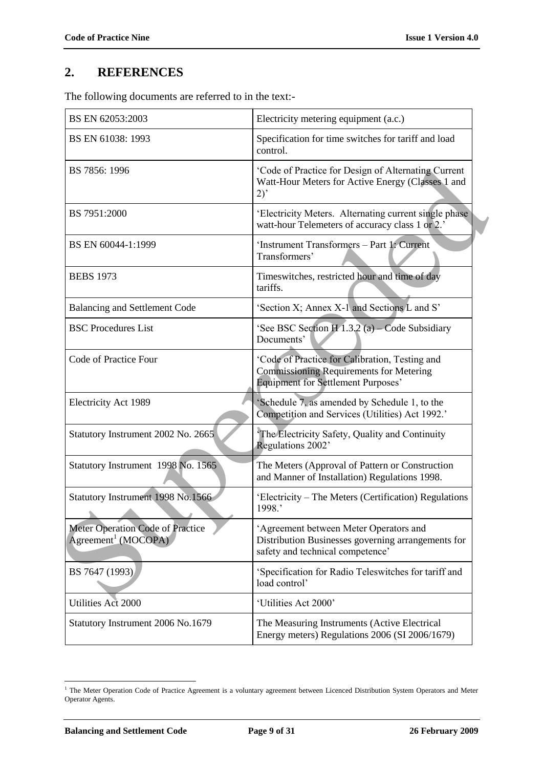## 2. REFERENCES

The following documents are referred to in the text:-

| | |
|---|---|
| BS EN 62053:2003 | Electricity metering equipment (a.c.) |
| BS EN 61038: 1993 | Specification for time switches for tariff and load control. |
| BS 7856: 1996 | 'Code of Practice for Design of Alternating Current Watt-Hour Meters for Active Energy (Classes 1 and 2)' |
| BS 7951:2000 | 'Electricity Meters. Alternating current single phase watt-hour Telemeters of accuracy class 1 or 2.' |
| BS EN 60044-1:1999 | 'Instrument Transformers – Part 1: Current Transformers' |
| BEBS 1973 | Timeswitches, restricted hour and time of day tariffs. |
| Balancing and Settlement Code | 'Section X; Annex X-1 and Sections L and S' |
| BSC Procedures List | 'See BSC Section H 1.3.2 (a) – Code Subsidiary Documents' |
| Code of Practice Four | 'Code of Practice for Calibration, Testing and Commissioning Requirements for Metering Equipment for Settlement Purposes' |
| Electricity Act 1989 | 'Schedule 7, as amended by Schedule 1, to the Competition and Services (Utilities) Act 1992.' |
| Statutory Instrument 2002 No. 2665 | 'The Electricity Safety, Quality and Continuity Regulations 2002' |
| Statutory Instrument 1998 No. 1565 | The Meters (Approval of Pattern or Construction and Manner of Installation) Regulations 1998. |
| Statutory Instrument 1998 No.1566 | 'Electricity – The Meters (Certification) Regulations 1998.' |
| Meter Operation Code of Practice Agreement[1] (MOCOPA) | 'Agreement between Meter Operators and Distribution Businesses governing arrangements for safety and technical competence' |
| BS 7647 (1993) | 'Specification for Radio Teleswitches for tariff and load control' |
| Utilities Act 2000 | 'Utilities Act 2000' |
| Statutory Instrument 2006 No.1679 | The Measuring Instruments (Active Electrical Energy meters) Regulations 2006 (SI 2006/1679) |

[1] The Meter Operation Code of Practice Agreement is a voluntary agreement between Licenced Distribution System Operators and Meter Operator Agents.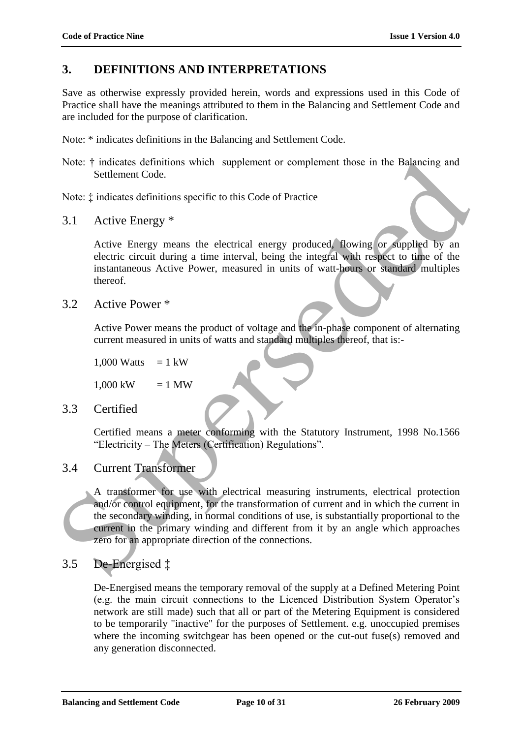## 3. DEFINITIONS AND INTERPRETATIONS

Save as otherwise expressly provided herein, words and expressions used in this Code of Practice shall have the meanings attributed to them in the Balancing and Settlement Code and are included for the purpose of clarification.

Note: * indicates definitions in the Balancing and Settlement Code.

Note: † indicates definitions which supplement or complement those in the Balancing and Settlement Code.

Note: ‡ indicates definitions specific to this Code of Practice

### 3.1 Active Energy *

Active Energy means the electrical energy produced, flowing or supplied by an electric circuit during a time interval, being the integral with respect to time of the instantaneous Active Power, measured in units of watt-hours or standard multiples thereof.

### 3.2 Active Power *

Active Power means the product of voltage and the in-phase component of alternating current measured in units of watts and standard multiples thereof, that is:-

1,000 Watts = 1 kW

1,000 kW = 1 MW

### 3.3 Certified

Certified means a meter conforming with the Statutory Instrument, 1998 No.1566 "Electricity – The Meters (Certification) Regulations".

### 3.4 Current Transformer

A transformer for use with electrical measuring instruments, electrical protection and/or control equipment, for the transformation of current and in which the current in the secondary winding, in normal conditions of use, is substantially proportional to the current in the primary winding and different from it by an angle which approaches zero for an appropriate direction of the connections.

### 3.5 De-Energised ‡

De-Energised means the temporary removal of the supply at a Defined Metering Point (e.g. the main circuit connections to the Licenced Distribution System Operator's network are still made) such that all or part of the Metering Equipment is considered to be temporarily "inactive" for the purposes of Settlement. e.g. unoccupied premises where the incoming switchgear has been opened or the cut-out fuse(s) removed and any generation disconnected.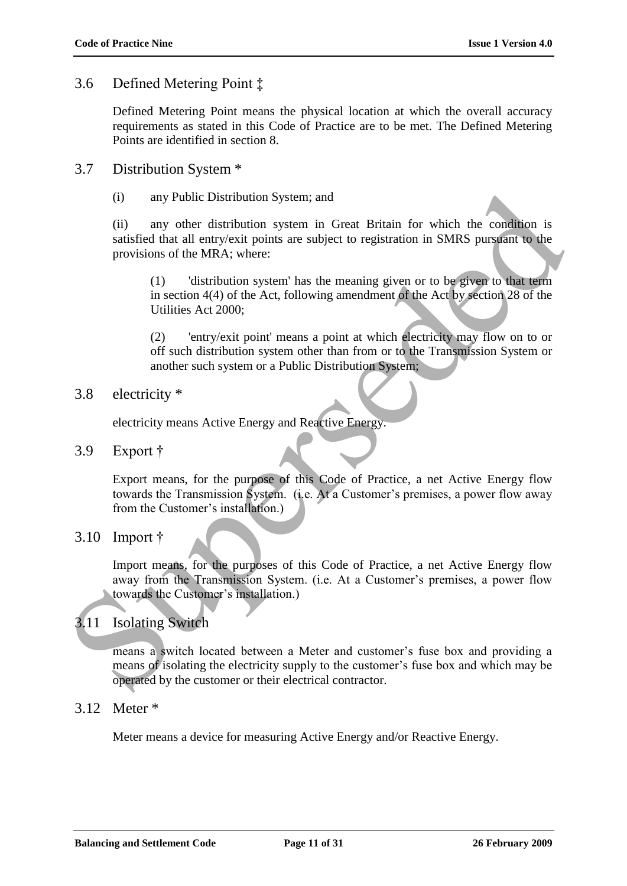## 3.6 Defined Metering Point ‡

Defined Metering Point means the physical location at which the overall accuracy requirements as stated in this Code of Practice are to be met. The Defined Metering Points are identified in section 8.

## 3.7 Distribution System *

(i) any Public Distribution System; and

(ii) any other distribution system in Great Britain for which the condition is satisfied that all entry/exit points are subject to registration in SMRS pursuant to the provisions of the MRA; where:

(1) 'distribution system' has the meaning given or to be given to that term in section 4(4) of the Act, following amendment of the Act by section 28 of the Utilities Act 2000;

(2) 'entry/exit point' means a point at which electricity may flow on to or off such distribution system other than from or to the Transmission System or another such system or a Public Distribution System;

## 3.8 electricity *

electricity means Active Energy and Reactive Energy.

## 3.9 Export †

Export means, for the purpose of this Code of Practice, a net Active Energy flow towards the Transmission System. (i.e. At a Customer's premises, a power flow away from the Customer's installation.)

## 3.10 Import †

Import means, for the purposes of this Code of Practice, a net Active Energy flow away from the Transmission System. (i.e. At a Customer's premises, a power flow towards the Customer's installation.)

## 3.11 Isolating Switch

means a switch located between a Meter and customer's fuse box and providing a means of isolating the electricity supply to the customer's fuse box and which may be operated by the customer or their electrical contractor.

## 3.12 Meter *

Meter means a device for measuring Active Energy and/or Reactive Energy.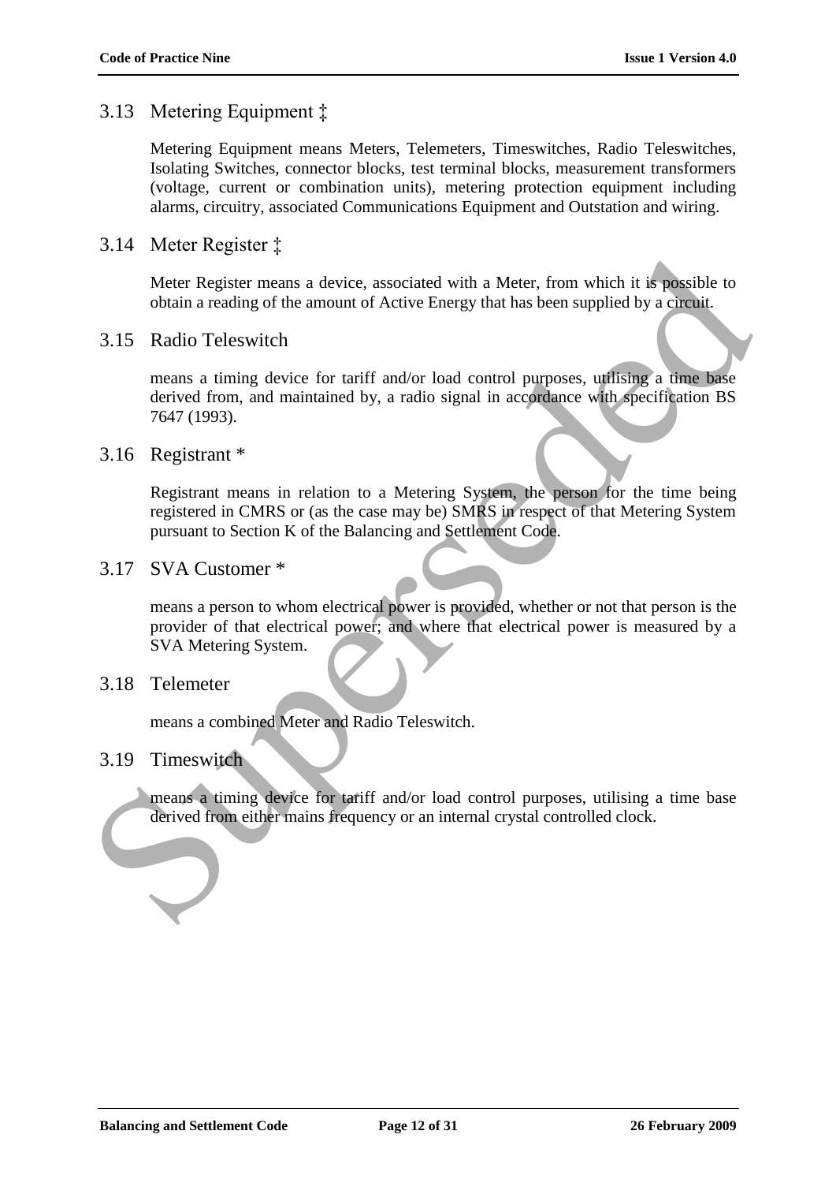## 3.13 Metering Equipment ‡

Metering Equipment means Meters, Telemeters, Timeswitches, Radio Teleswitches, Isolating Switches, connector blocks, test terminal blocks, measurement transformers (voltage, current or combination units), metering protection equipment including alarms, circuitry, associated Communications Equipment and Outstation and wiring.

## 3.14 Meter Register ‡

Meter Register means a device, associated with a Meter, from which it is possible to obtain a reading of the amount of Active Energy that has been supplied by a circuit.

## 3.15 Radio Teleswitch

means a timing device for tariff and/or load control purposes, utilising a time base derived from, and maintained by, a radio signal in accordance with specification BS 7647 (1993).

## 3.16 Registrant *

Registrant means in relation to a Metering System, the person for the time being registered in CMRS or (as the case may be) SMRS in respect of that Metering System pursuant to Section K of the Balancing and Settlement Code.

## 3.17 SVA Customer *

means a person to whom electrical power is provided, whether or not that person is the provider of that electrical power; and where that electrical power is measured by a SVA Metering System.

## 3.18 Telemeter

means a combined Meter and Radio Teleswitch.

## 3.19 Timeswitch

means a timing device for tariff and/or load control purposes, utilising a time base derived from either mains frequency or an internal crystal controlled clock.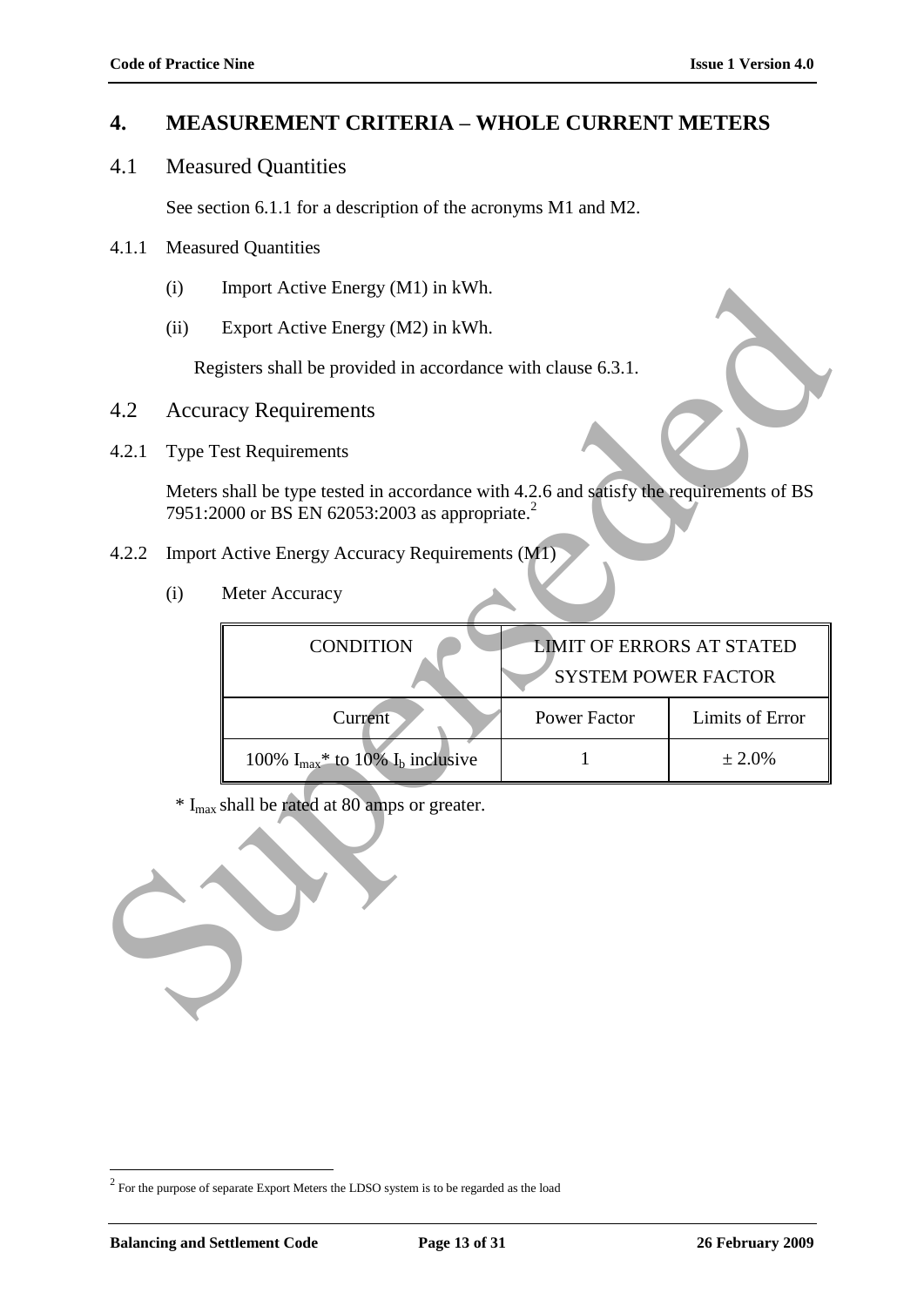## 4. MEASUREMENT CRITERIA – WHOLE CURRENT METERS

### 4.1 Measured Quantities

See section 6.1.1 for a description of the acronyms M1 and M2.

4.1.1 Measured Quantities

(i) Import Active Energy (M1) in kWh.

(ii) Export Active Energy (M2) in kWh.

Registers shall be provided in accordance with clause 6.3.1.

### 4.2 Accuracy Requirements

4.2.1 Type Test Requirements

Meters shall be type tested in accordance with 4.2.6 and satisfy the requirements of BS 7951:2000 or BS EN 62053:2003 as appropriate.[2]

4.2.2 Import Active Energy Accuracy Requirements (M1)

(i) Meter Accuracy

| CONDITION | LIMIT OF ERRORS AT STATED SYSTEM POWER FACTOR | |
|---|---|---|
| Current | Power Factor | Limits of Error |
| 100% $I_{max}$* to 10% $I_b$ inclusive | 1 | ± 2.0% |

\* $I_{max}$ shall be rated at 80 amps or greater.

[2] For the purpose of separate Export Meters the LDSO system is to be regarded as the load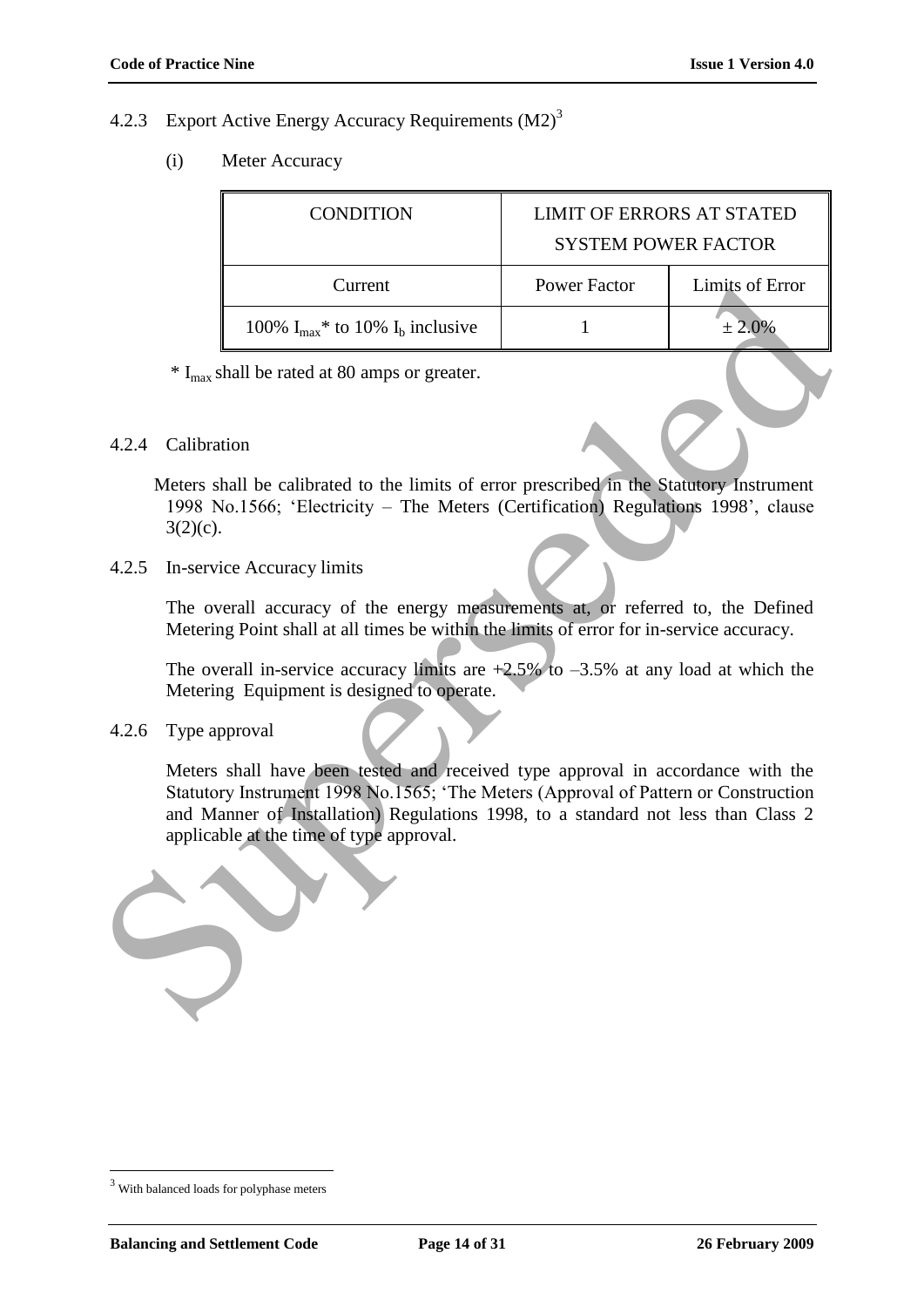### 4.2.3 Export Active Energy Accuracy Requirements (M2)[3]

(i) Meter Accuracy

| CONDITION | LIMIT OF ERRORS AT STATED SYSTEM POWER FACTOR | |
|---|---|---|
| Current | Power Factor | Limits of Error |
| 100% $I_{max}$* to 10% $I_b$ inclusive | 1 | ± 2.0% |

* $I_{max}$ shall be rated at 80 amps or greater.

### 4.2.4 Calibration

Meters shall be calibrated to the limits of error prescribed in the Statutory Instrument 1998 No.1566; 'Electricity – The Meters (Certification) Regulations 1998', clause 3(2)(c).

### 4.2.5 In-service Accuracy limits

The overall accuracy of the energy measurements at, or referred to, the Defined Metering Point shall at all times be within the limits of error for in-service accuracy.

The overall in-service accuracy limits are +2.5% to –3.5% at any load at which the Metering Equipment is designed to operate.

### 4.2.6 Type approval

Meters shall have been tested and received type approval in accordance with the Statutory Instrument 1998 No.1565; 'The Meters (Approval of Pattern or Construction and Manner of Installation) Regulations 1998, to a standard not less than Class 2 applicable at the time of type approval.

[3] With balanced loads for polyphase meters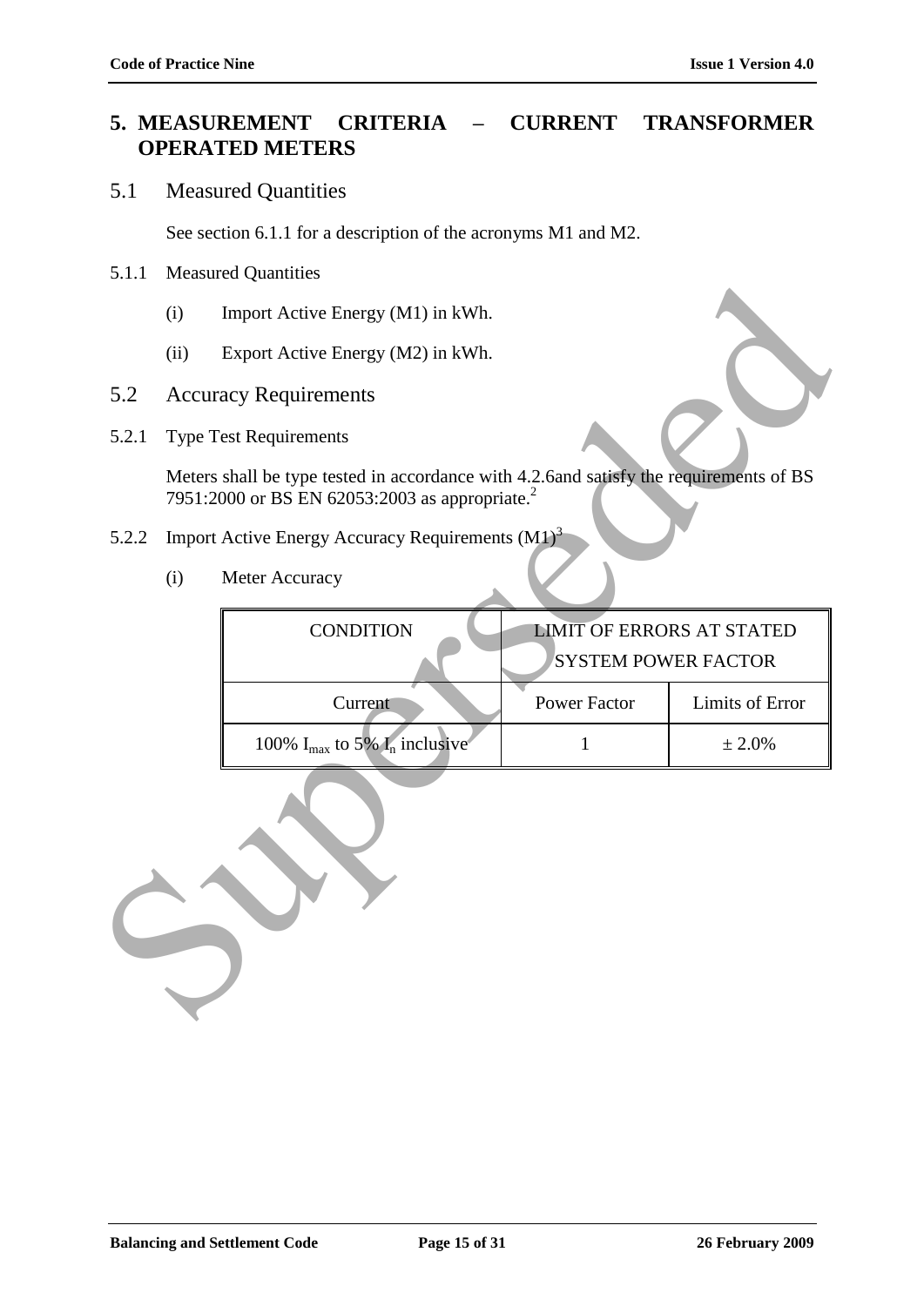# 5. MEASUREMENT CRITERIA – CURRENT TRANSFORMER OPERATED METERS

## 5.1 Measured Quantities

See section 6.1.1 for a description of the acronyms M1 and M2.

5.1.1 Measured Quantities

(i) Import Active Energy (M1) in kWh.

(ii) Export Active Energy (M2) in kWh.

## 5.2 Accuracy Requirements

5.2.1 Type Test Requirements

Meters shall be type tested in accordance with 4.2.6and satisfy the requirements of BS 7951:2000 or BS EN 62053:2003 as appropriate.[2]

5.2.2 Import Active Energy Accuracy Requirements (M1)[3]

(i) Meter Accuracy

| CONDITION | LIMIT OF ERRORS AT STATED SYSTEM POWER FACTOR | |
|---|---|---|
| Current | Power Factor | Limits of Error |
| 100% $I_{max}$ to 5% $I_n$ inclusive | 1 | ± 2.0% |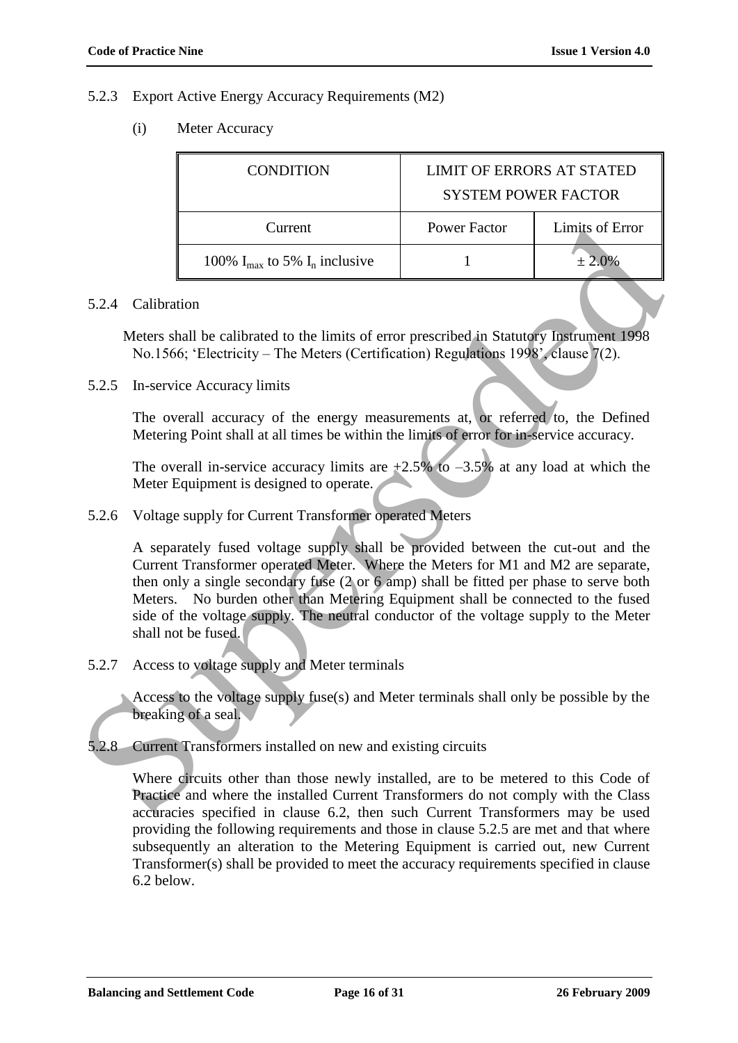5.2.3 Export Active Energy Accuracy Requirements (M2)

(i) Meter Accuracy

| CONDITION | LIMIT OF ERRORS AT STATED SYSTEM POWER FACTOR | |
|---|---|---|
| Current | Power Factor | Limits of Error |
| 100% $I_{max}$ to 5% $I_n$ inclusive | 1 | ± 2.0% |

5.2.4 Calibration

Meters shall be calibrated to the limits of error prescribed in Statutory Instrument 1998 No.1566; 'Electricity – The Meters (Certification) Regulations 1998', clause 7(2).

5.2.5 In-service Accuracy limits

The overall accuracy of the energy measurements at, or referred to, the Defined Metering Point shall at all times be within the limits of error for in-service accuracy.

The overall in-service accuracy limits are +2.5% to –3.5% at any load at which the Meter Equipment is designed to operate.

5.2.6 Voltage supply for Current Transformer operated Meters

A separately fused voltage supply shall be provided between the cut-out and the Current Transformer operated Meter. Where the Meters for M1 and M2 are separate, then only a single secondary fuse (2 or 6 amp) shall be fitted per phase to serve both Meters. No burden other than Metering Equipment shall be connected to the fused side of the voltage supply. The neutral conductor of the voltage supply to the Meter shall not be fused.

5.2.7 Access to voltage supply and Meter terminals

Access to the voltage supply fuse(s) and Meter terminals shall only be possible by the breaking of a seal.

5.2.8 Current Transformers installed on new and existing circuits

Where circuits other than those newly installed, are to be metered to this Code of Practice and where the installed Current Transformers do not comply with the Class accuracies specified in clause 6.2, then such Current Transformers may be used providing the following requirements and those in clause 5.2.5 are met and that where subsequently an alteration to the Metering Equipment is carried out, new Current Transformer(s) shall be provided to meet the accuracy requirements specified in clause 6.2 below.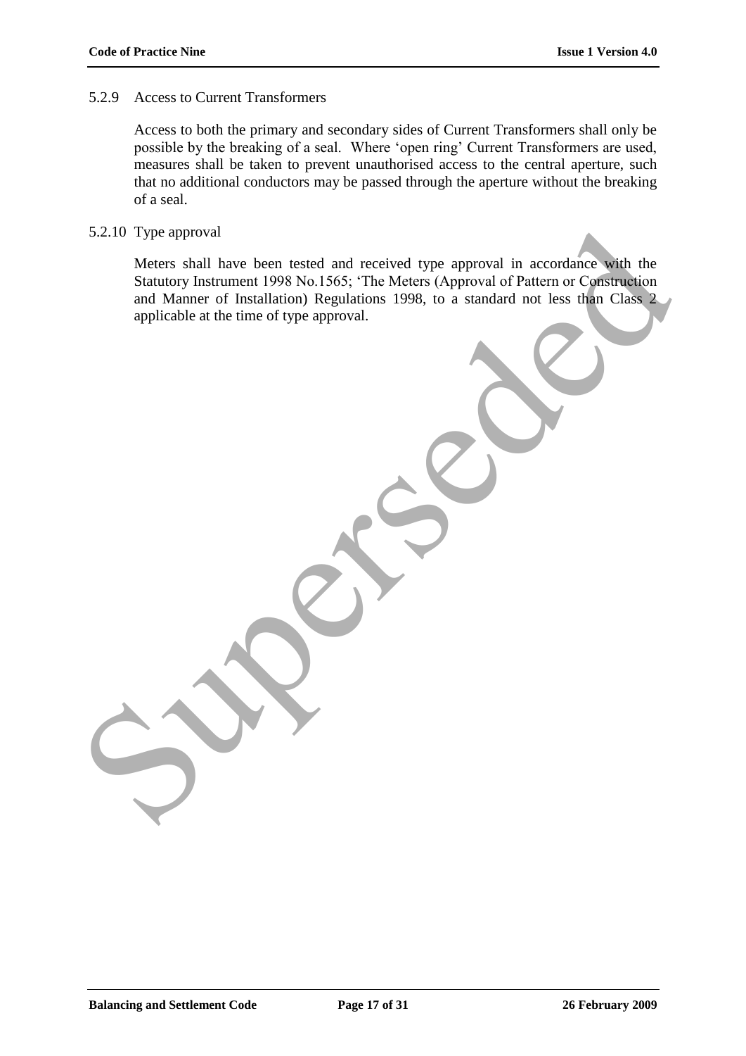### 5.2.9 Access to Current Transformers

Access to both the primary and secondary sides of Current Transformers shall only be possible by the breaking of a seal. Where 'open ring' Current Transformers are used, measures shall be taken to prevent unauthorised access to the central aperture, such that no additional conductors may be passed through the aperture without the breaking of a seal.

### 5.2.10 Type approval

Meters shall have been tested and received type approval in accordance with the Statutory Instrument 1998 No.1565; 'The Meters (Approval of Pattern or Construction and Manner of Installation) Regulations 1998, to a standard not less than Class 2 applicable at the time of type approval.

Superseded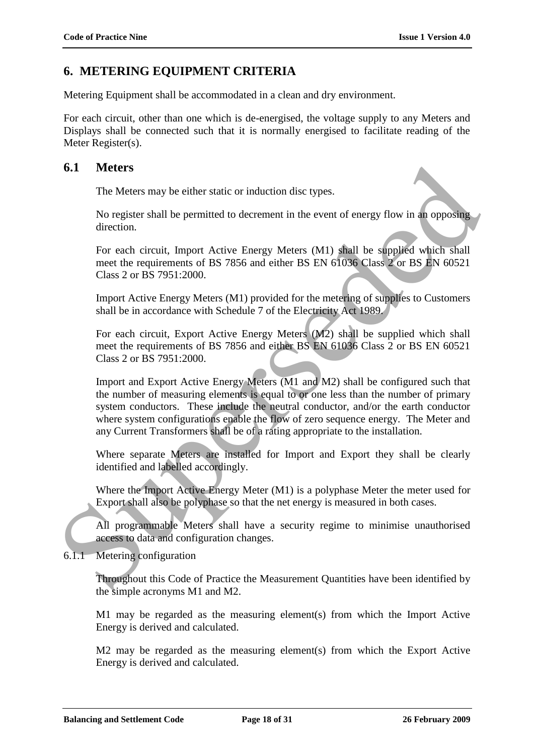# 6. METERING EQUIPMENT CRITERIA

Metering Equipment shall be accommodated in a clean and dry environment.

For each circuit, other than one which is de-energised, the voltage supply to any Meters and Displays shall be connected such that it is normally energised to facilitate reading of the Meter Register(s).

## 6.1 Meters

The Meters may be either static or induction disc types.

No register shall be permitted to decrement in the event of energy flow in an opposing direction.

For each circuit, Import Active Energy Meters (M1) shall be supplied which shall meet the requirements of BS 7856 and either BS EN 61036 Class 2 or BS EN 60521 Class 2 or BS 7951:2000.

Import Active Energy Meters (M1) provided for the metering of supplies to Customers shall be in accordance with Schedule 7 of the Electricity Act 1989.

For each circuit, Export Active Energy Meters (M2) shall be supplied which shall meet the requirements of BS 7856 and either BS EN 61036 Class 2 or BS EN 60521 Class 2 or BS 7951:2000.

Import and Export Active Energy Meters (M1 and M2) shall be configured such that the number of measuring elements is equal to or one less than the number of primary system conductors. These include the neutral conductor, and/or the earth conductor where system configurations enable the flow of zero sequence energy. The Meter and any Current Transformers shall be of a rating appropriate to the installation.

Where separate Meters are installed for Import and Export they shall be clearly identified and labelled accordingly.

Where the Import Active Energy Meter (M1) is a polyphase Meter the meter used for Export shall also be polyphase so that the net energy is measured in both cases.

All programmable Meters shall have a security regime to minimise unauthorised access to data and configuration changes.

6.1.1 Metering configuration

Throughout this Code of Practice the Measurement Quantities have been identified by the simple acronyms M1 and M2.

M1 may be regarded as the measuring element(s) from which the Import Active Energy is derived and calculated.

M2 may be regarded as the measuring element(s) from which the Export Active Energy is derived and calculated.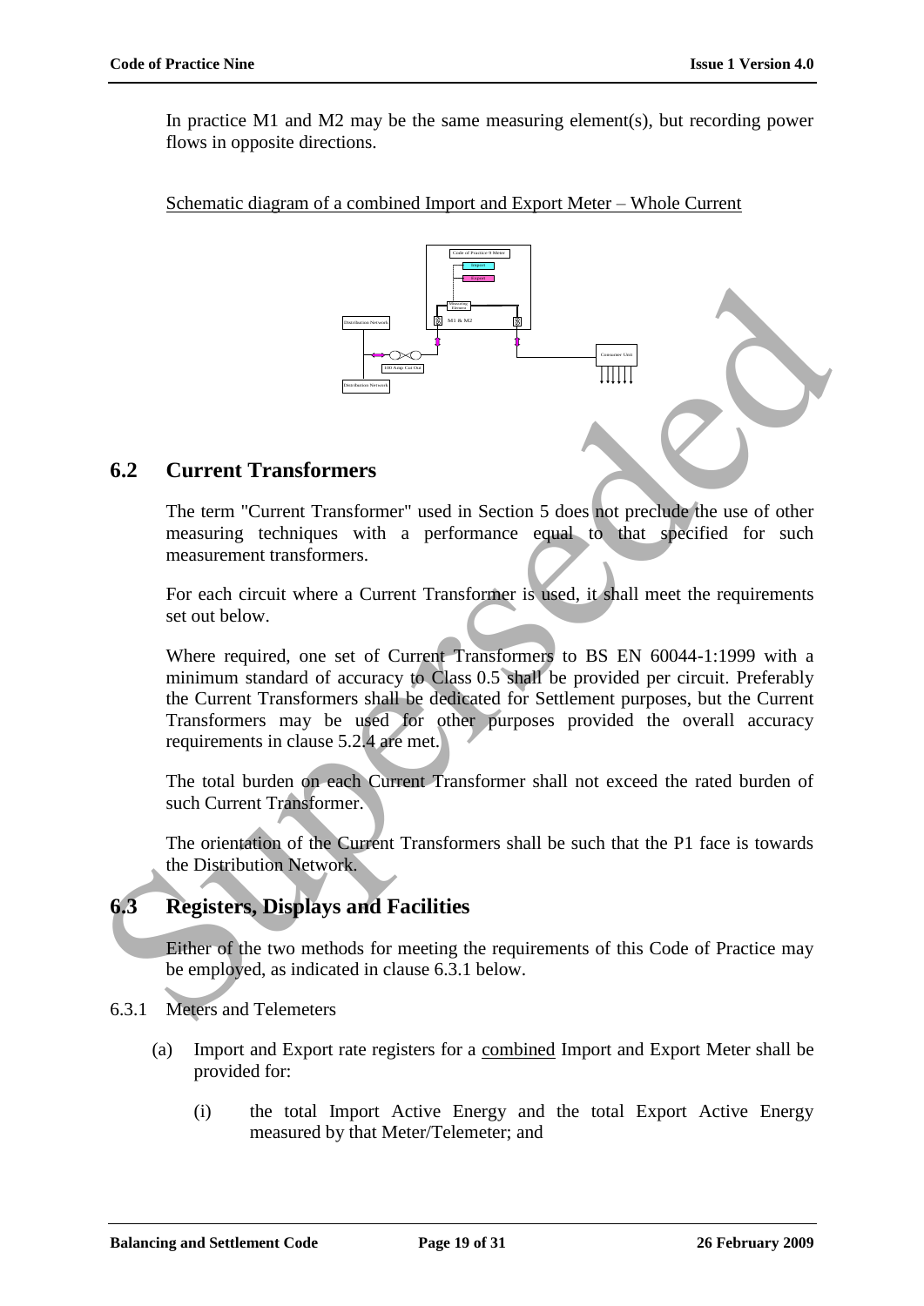In practice M1 and M2 may be the same measuring element(s), but recording power flows in opposite directions.

Schematic diagram of a combined Import and Export Meter – Whole Current

## 6.2 Current Transformers

The term "Current Transformer" used in Section 5 does not preclude the use of other measuring techniques with a performance equal to that specified for such measurement transformers.

For each circuit where a Current Transformer is used, it shall meet the requirements set out below.

Where required, one set of Current Transformers to BS EN 60044-1:1999 with a minimum standard of accuracy to Class 0.5 shall be provided per circuit. Preferably the Current Transformers shall be dedicated for Settlement purposes, but the Current Transformers may be used for other purposes provided the overall accuracy requirements in clause 5.2.4 are met.

The total burden on each Current Transformer shall not exceed the rated burden of such Current Transformer.

The orientation of the Current Transformers shall be such that the P1 face is towards the Distribution Network.

## 6.3 Registers, Displays and Facilities

Either of the two methods for meeting the requirements of this Code of Practice may be employed, as indicated in clause 6.3.1 below.

6.3.1 Meters and Telemeters

(a) Import and Export rate registers for a combined Import and Export Meter shall be provided for:

(i) the total Import Active Energy and the total Export Active Energy measured by that Meter/Telemeter; and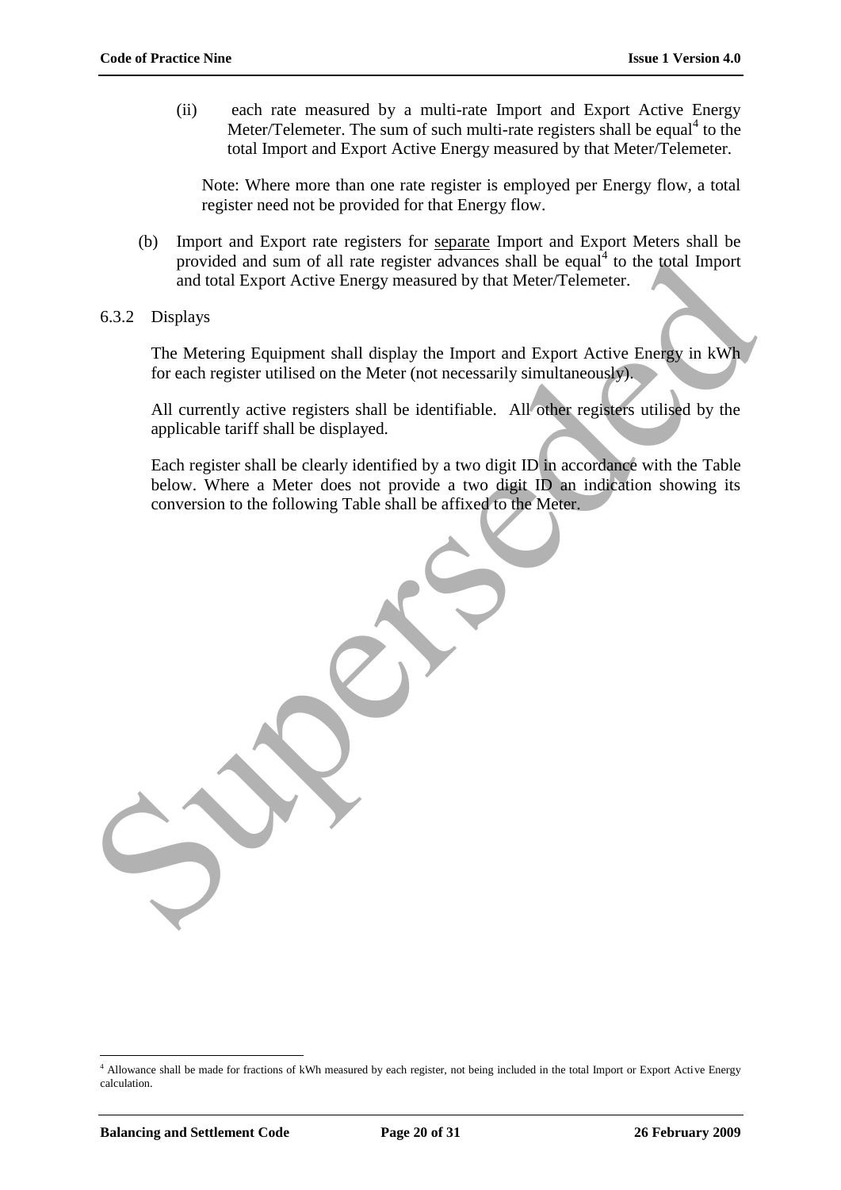(ii) each rate measured by a multi-rate Import and Export Active Energy Meter/Telemeter. The sum of such multi-rate registers shall be equal[4] to the total Import and Export Active Energy measured by that Meter/Telemeter.

Note: Where more than one rate register is employed per Energy flow, a total register need not be provided for that Energy flow.

(b) Import and Export rate registers for separate Import and Export Meters shall be provided and sum of all rate register advances shall be equal[4] to the total Import and total Export Active Energy measured by that Meter/Telemeter.

6.3.2 Displays

The Metering Equipment shall display the Import and Export Active Energy in kWh for each register utilised on the Meter (not necessarily simultaneously).

All currently active registers shall be identifiable. All other registers utilised by the applicable tariff shall be displayed.

Each register shall be clearly identified by a two digit ID in accordance with the Table below. Where a Meter does not provide a two digit ID an indication showing its conversion to the following Table shall be affixed to the Meter.

[4] Allowance shall be made for fractions of kWh measured by each register, not being included in the total Import or Export Active Energy calculation.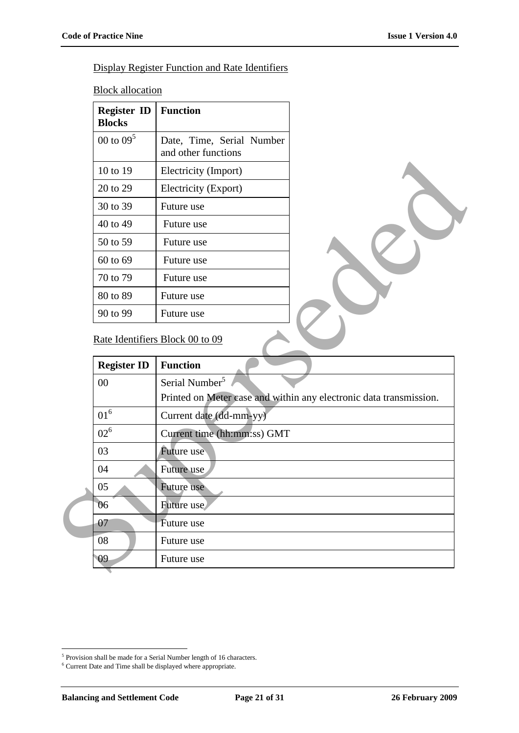Display Register Function and Rate Identifiers

Block allocation

| Register ID Blocks | Function |
|---|---|
| 00 to 09[5] | Date, Time, Serial Number and other functions |
| 10 to 19 | Electricity (Import) |
| 20 to 29 | Electricity (Export) |
| 30 to 39 | Future use |
| 40 to 49 | Future use |
| 50 to 59 | Future use |
| 60 to 69 | Future use |
| 70 to 79 | Future use |
| 80 to 89 | Future use |
| 90 to 99 | Future use |

Rate Identifiers Block 00 to 09

| Register ID | Function |
|---|---|
| 00 | Serial Number[5] Printed on Meter case and within any electronic data transmission. |
| 01[6] | Current date (dd-mm-yy) |
| 02[6] | Current time (hh:mm:ss) GMT |
| 03 | Future use |
| 04 | Future use |
| 05 | Future use |
| 06 | Future use |
| 07 | Future use |
| 08 | Future use |
| 09 | Future use |

[5] Provision shall be made for a Serial Number length of 16 characters.

[6] Current Date and Time shall be displayed where appropriate.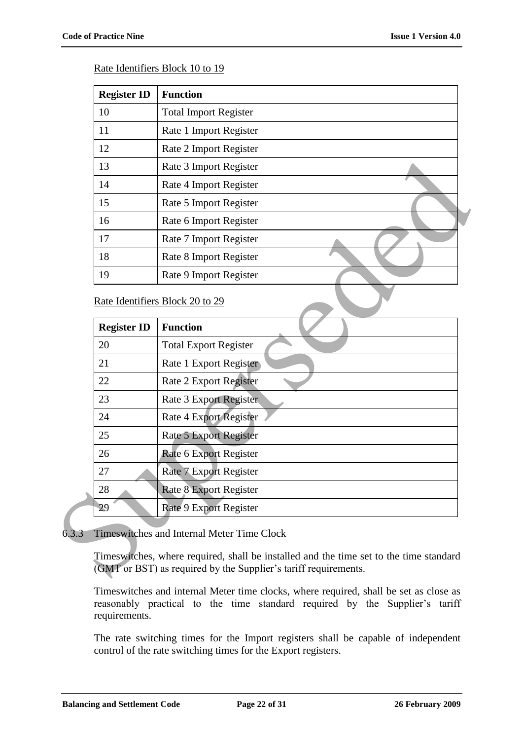Rate Identifiers Block 10 to 19

| Register ID | Function |
|---|---|
| 10 | Total Import Register |
| 11 | Rate 1 Import Register |
| 12 | Rate 2 Import Register |
| 13 | Rate 3 Import Register |
| 14 | Rate 4 Import Register |
| 15 | Rate 5 Import Register |
| 16 | Rate 6 Import Register |
| 17 | Rate 7 Import Register |
| 18 | Rate 8 Import Register |
| 19 | Rate 9 Import Register |

Rate Identifiers Block 20 to 29

| Register ID | Function |
|---|---|
| 20 | Total Export Register |
| 21 | Rate 1 Export Register |
| 22 | Rate 2 Export Register |
| 23 | Rate 3 Export Register |
| 24 | Rate 4 Export Register |
| 25 | Rate 5 Export Register |
| 26 | Rate 6 Export Register |
| 27 | Rate 7 Export Register |
| 28 | Rate 8 Export Register |
| 29 | Rate 9 Export Register |

### 6.3.3 Timeswitches and Internal Meter Time Clock

Timeswitches, where required, shall be installed and the time set to the time standard (GMT or BST) as required by the Supplier's tariff requirements.

Timeswitches and internal Meter time clocks, where required, shall be set as close as reasonably practical to the time standard required by the Supplier's tariff requirements.

The rate switching times for the Import registers shall be capable of independent control of the rate switching times for the Export registers.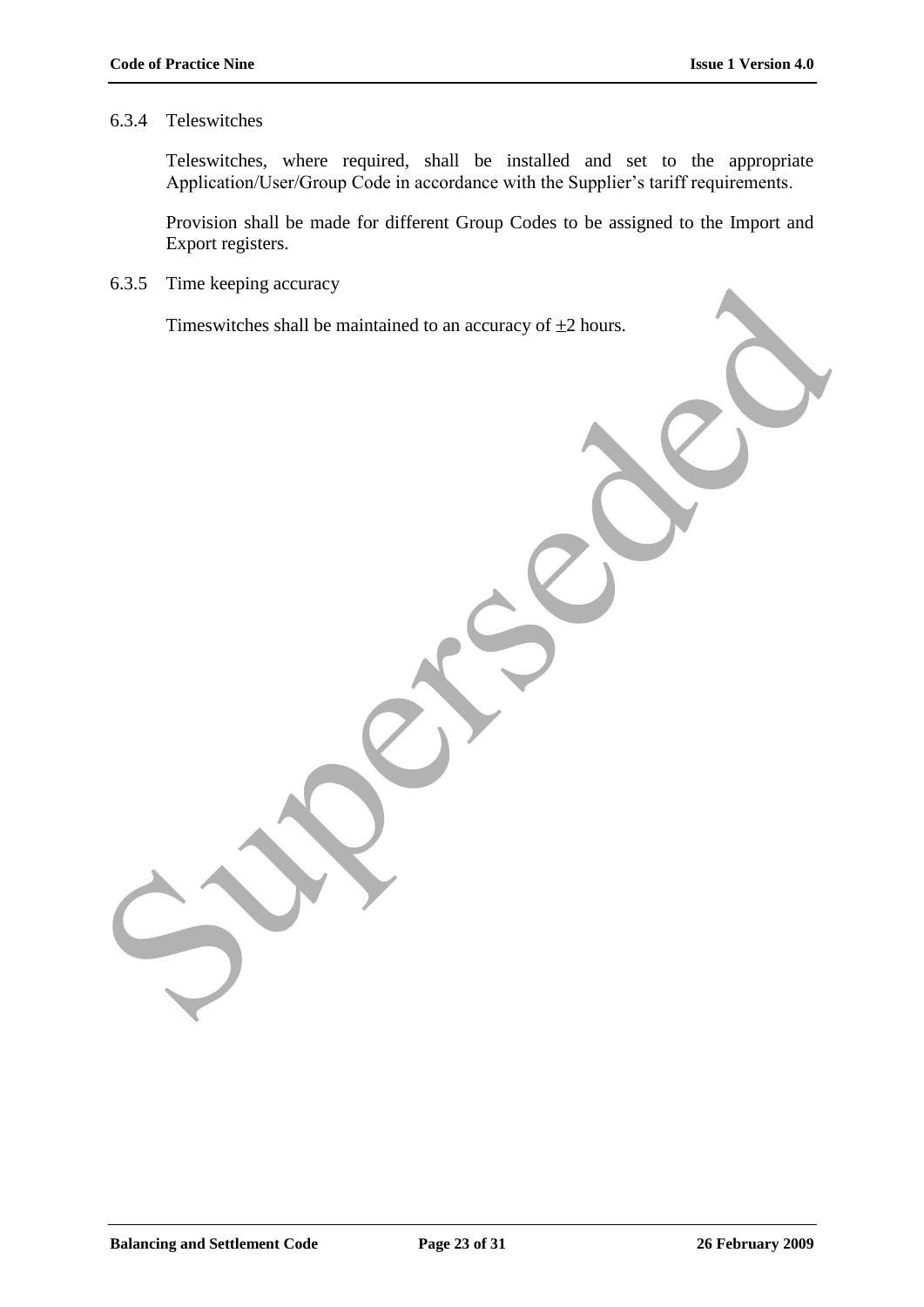#### 6.3.4 Teleswitches

Teleswitches, where required, shall be installed and set to the appropriate Application/User/Group Code in accordance with the Supplier's tariff requirements.

Provision shall be made for different Group Codes to be assigned to the Import and Export registers.

#### 6.3.5 Time keeping accuracy

Timeswitches shall be maintained to an accuracy of $\pm 2$ hours.

Superseded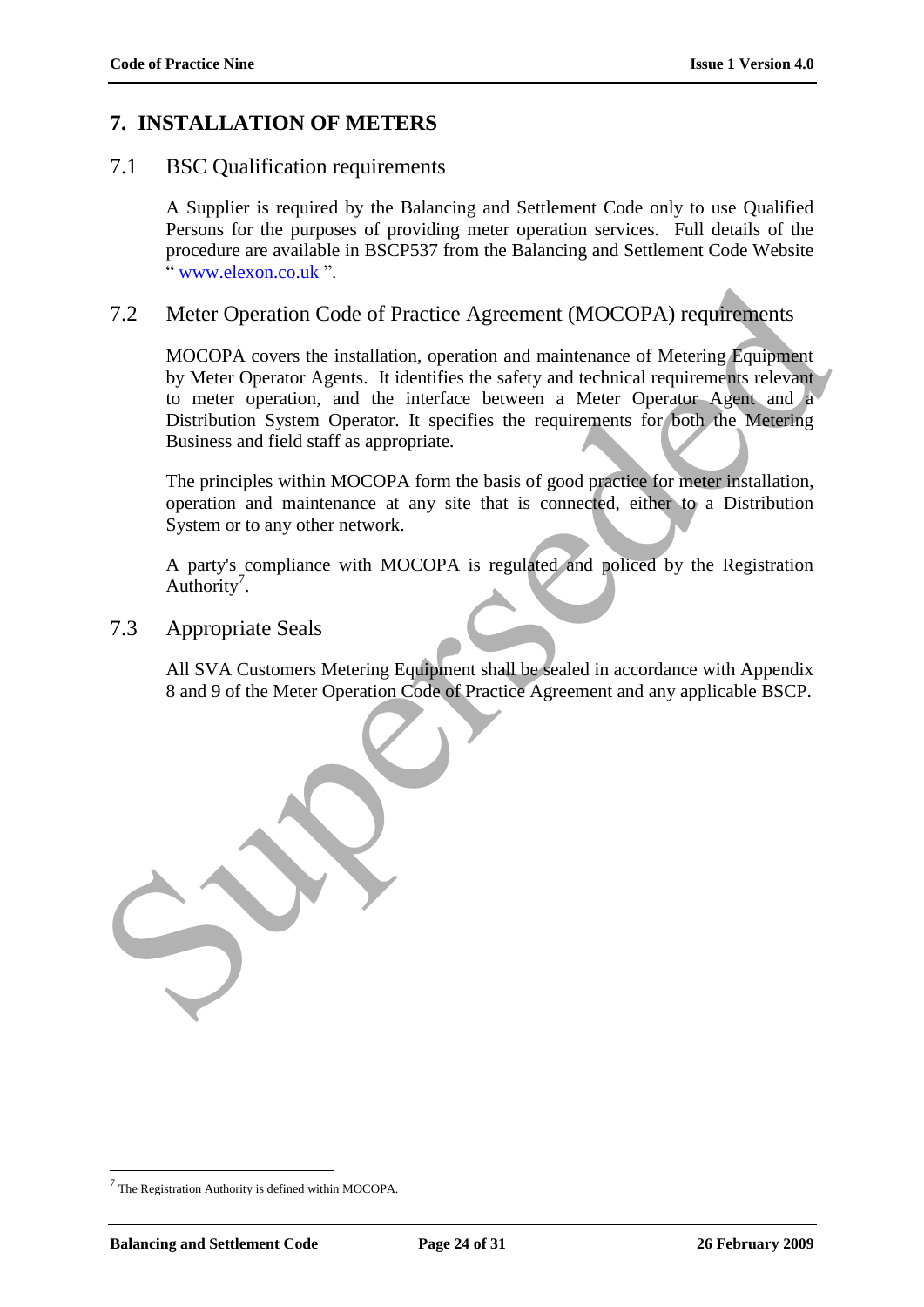# 7. INSTALLATION OF METERS

## 7.1 BSC Qualification requirements

A Supplier is required by the Balancing and Settlement Code only to use Qualified Persons for the purposes of providing meter operation services. Full details of the procedure are available in BSCP537 from the Balancing and Settlement Code Website " www.elexon.co.uk ".

## 7.2 Meter Operation Code of Practice Agreement (MOCOPA) requirements

MOCOPA covers the installation, operation and maintenance of Metering Equipment by Meter Operator Agents. It identifies the safety and technical requirements relevant to meter operation, and the interface between a Meter Operator Agent and a Distribution System Operator. It specifies the requirements for both the Metering Business and field staff as appropriate.

The principles within MOCOPA form the basis of good practice for meter installation, operation and maintenance at any site that is connected, either to a Distribution System or to any other network.

A party's compliance with MOCOPA is regulated and policed by the Registration Authority[7].

## 7.3 Appropriate Seals

All SVA Customers Metering Equipment shall be sealed in accordance with Appendix 8 and 9 of the Meter Operation Code of Practice Agreement and any applicable BSCP.

[7] The Registration Authority is defined within MOCOPA.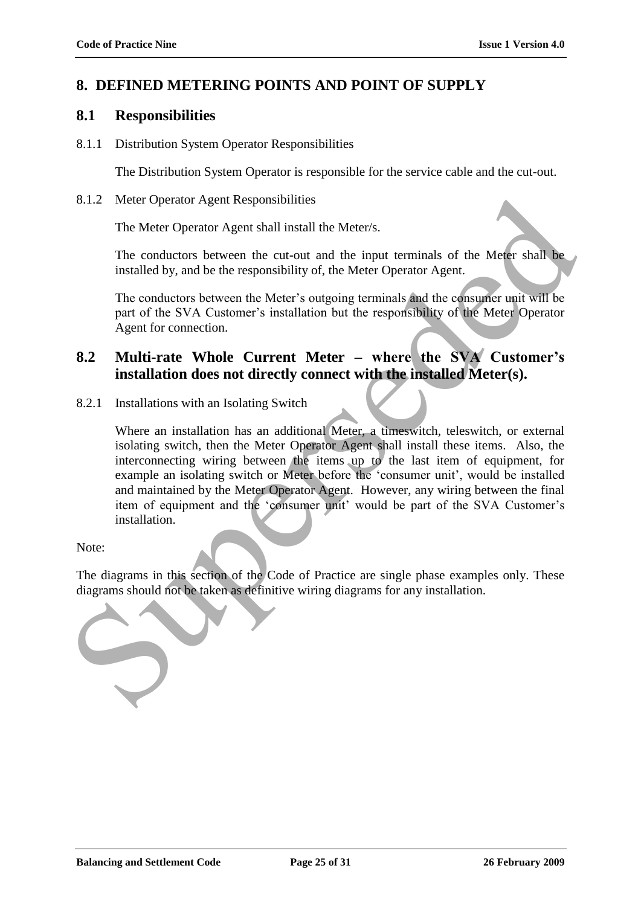# 8. DEFINED METERING POINTS AND POINT OF SUPPLY

## 8.1 Responsibilities

8.1.1 Distribution System Operator Responsibilities

The Distribution System Operator is responsible for the service cable and the cut-out.

8.1.2 Meter Operator Agent Responsibilities

The Meter Operator Agent shall install the Meter/s.

The conductors between the cut-out and the input terminals of the Meter shall be installed by, and be the responsibility of, the Meter Operator Agent.

The conductors between the Meter's outgoing terminals and the consumer unit will be part of the SVA Customer's installation but the responsibility of the Meter Operator Agent for connection.

## 8.2 Multi-rate Whole Current Meter – where the SVA Customer's installation does not directly connect with the installed Meter(s).

8.2.1 Installations with an Isolating Switch

Where an installation has an additional Meter, a timeswitch, teleswitch, or external isolating switch, then the Meter Operator Agent shall install these items. Also, the interconnecting wiring between the items up to the last item of equipment, for example an isolating switch or Meter before the 'consumer unit', would be installed and maintained by the Meter Operator Agent. However, any wiring between the final item of equipment and the 'consumer unit' would be part of the SVA Customer's installation.

Note:

The diagrams in this section of the Code of Practice are single phase examples only. These diagrams should not be taken as definitive wiring diagrams for any installation.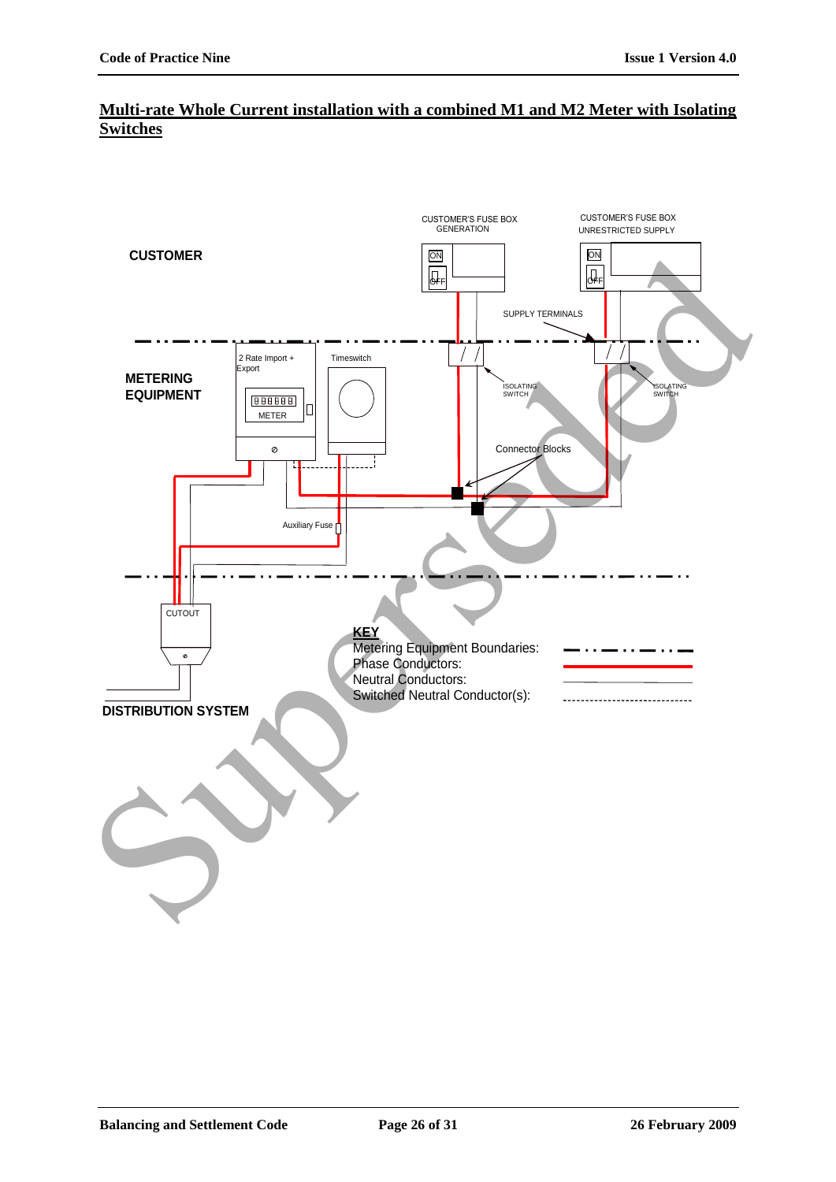## Multi-rate Whole Current installation with a combined M1 and M2 Meter with Isolating Switches

CUSTOMER'S FUSE BOX GENERATION

CUSTOMER'S FUSE BOX UNRESTRICTED SUPPLY

CUSTOMER

ON

OFF

SUPPLY TERMINALS

2 Rate Import + Export

Timeswitch

METERING EQUIPMENT

METER

ISOLATING SWITCH

ISOLATING SWITCH

Connector Blocks

Auxiliary Fuse

CUTOUT

DISTRIBUTION SYSTEM

**KEY**

Metering Equipment Boundaries:

Phase Conductors:

Neutral Conductors:

Switched Neutral Conductor(s):

Superseded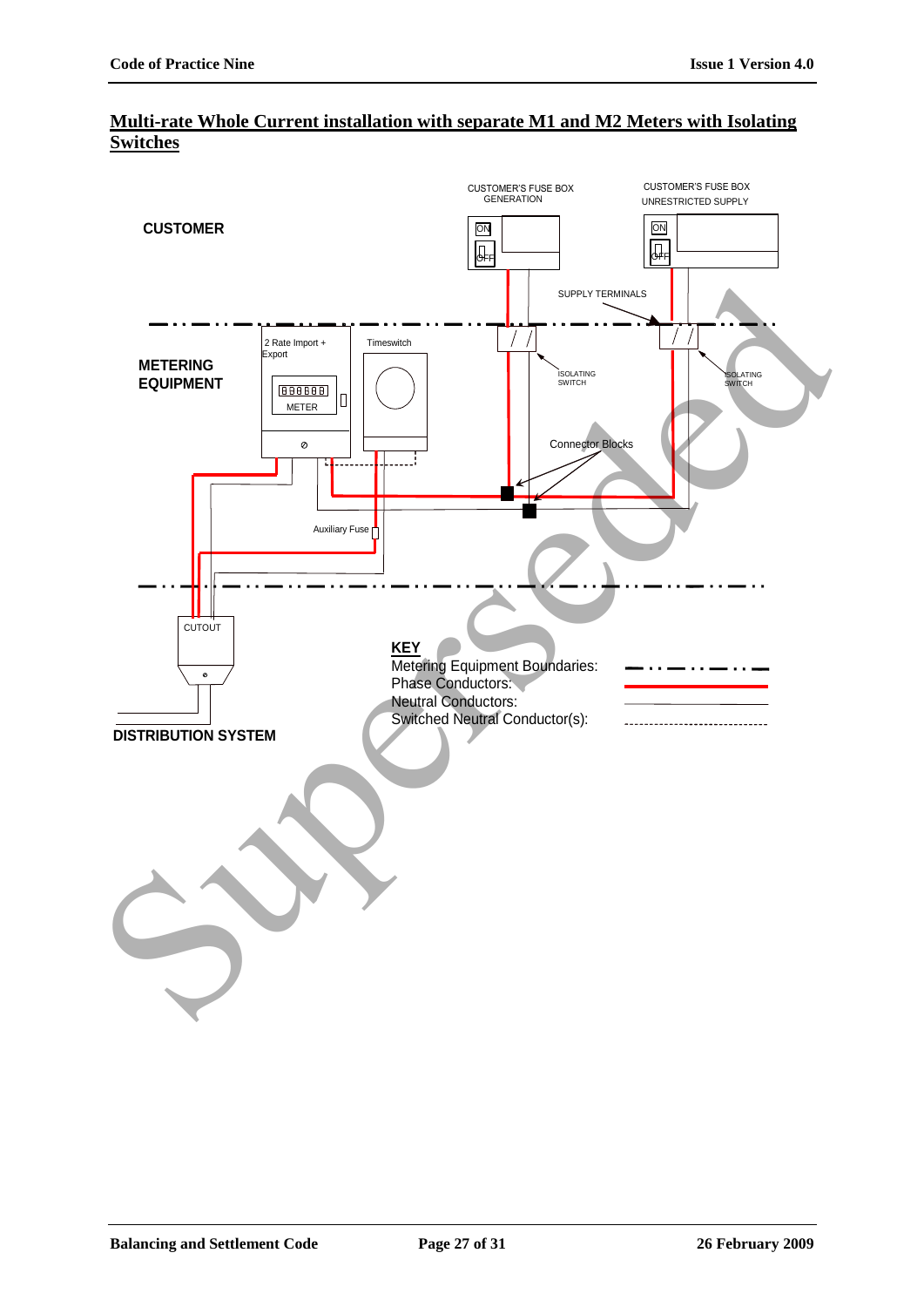## Multi-rate Whole Current installation with separate M1 and M2 Meters with Isolating Switches

CUSTOMER'S FUSE BOX GENERATION

CUSTOMER'S FUSE BOX UNRESTRICTED SUPPLY

**CUSTOMER**

ON

OFF

SUPPLY TERMINALS

2 Rate Import + Export

Timeswitch

**METERING EQUIPMENT**

METER

ISOLATING SWITCH

ISOLATING SWITCH

Connector Blocks

Auxiliary Fuse

CUTOUT

**DISTRIBUTION SYSTEM**

**KEY**

Metering Equipment Boundaries:

Phase Conductors:

Neutral Conductors:

Switched Neutral Conductor(s):

Superseded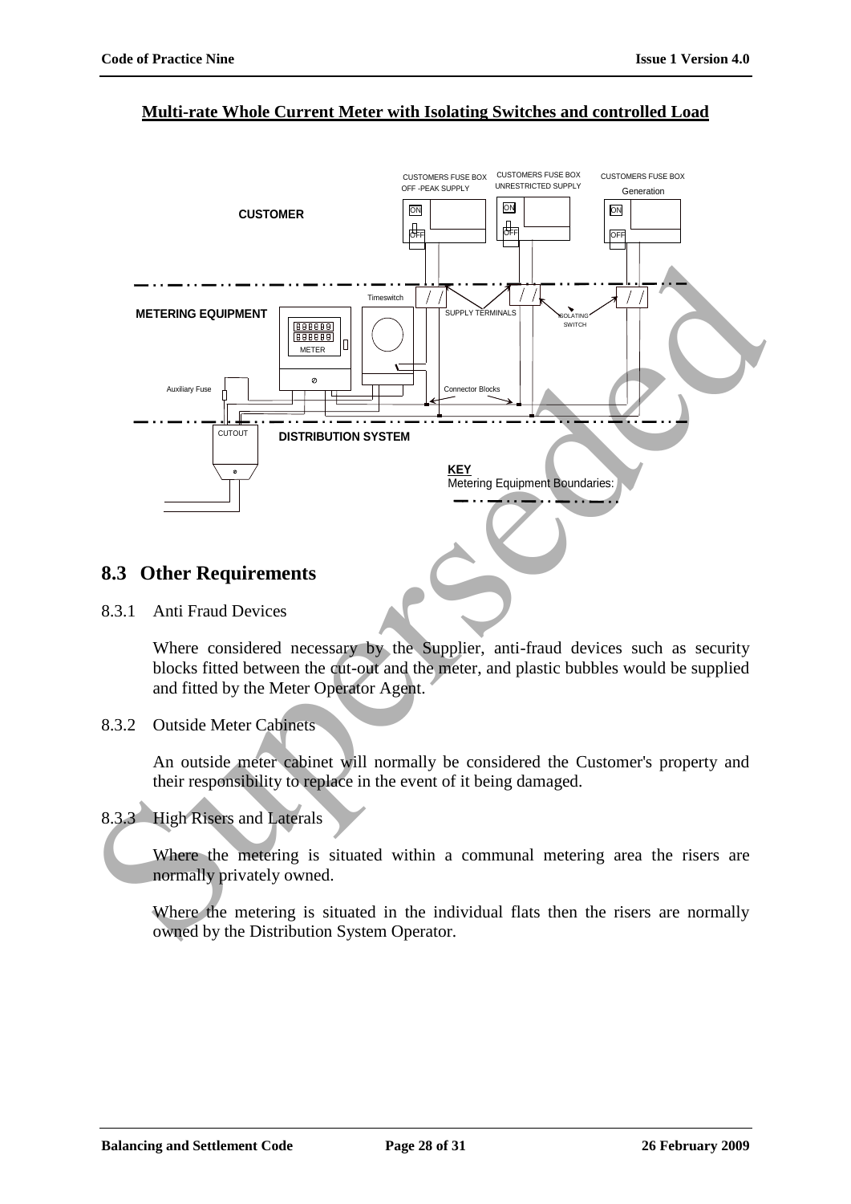**Multi-rate Whole Current Meter with Isolating Switches and controlled Load**

## 8.3 Other Requirements

8.3.1 Anti Fraud Devices

Where considered necessary by the Supplier, anti-fraud devices such as security blocks fitted between the cut-out and the meter, and plastic bubbles would be supplied and fitted by the Meter Operator Agent.

8.3.2 Outside Meter Cabinets

An outside meter cabinet will normally be considered the Customer's property and their responsibility to replace in the event of it being damaged.

8.3.3 High Risers and Laterals

Where the metering is situated within a communal metering area the risers are normally privately owned.

Where the metering is situated in the individual flats then the risers are normally owned by the Distribution System Operator.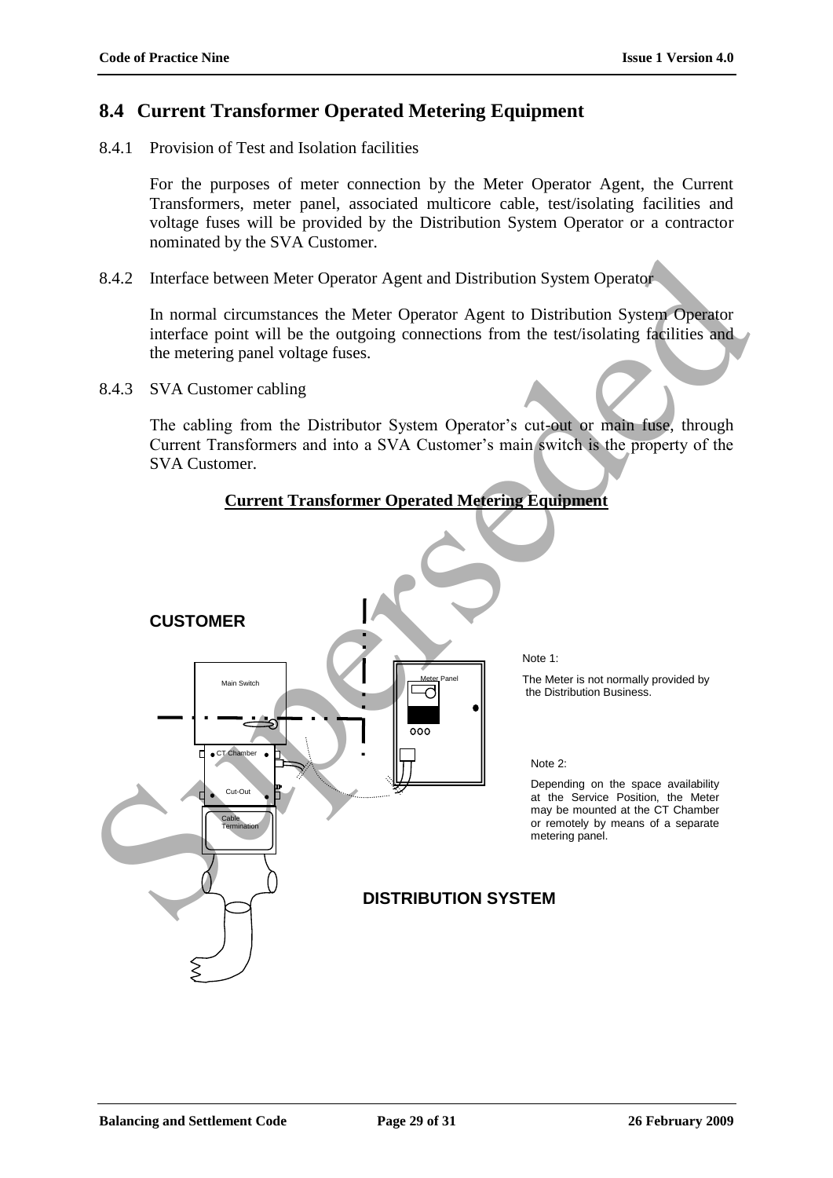## 8.4 Current Transformer Operated Metering Equipment

8.4.1 Provision of Test and Isolation facilities

For the purposes of meter connection by the Meter Operator Agent, the Current Transformers, meter panel, associated multicore cable, test/isolating facilities and voltage fuses will be provided by the Distribution System Operator or a contractor nominated by the SVA Customer.

8.4.2 Interface between Meter Operator Agent and Distribution System Operator

In normal circumstances the Meter Operator Agent to Distribution System Operator interface point will be the outgoing connections from the test/isolating facilities and the metering panel voltage fuses.

8.4.3 SVA Customer cabling

The cabling from the Distributor System Operator's cut-out or main fuse, through Current Transformers and into a SVA Customer's main switch is the property of the SVA Customer.

**Current Transformer Operated Metering Equipment**

CUSTOMER

Main Switch

Meter Panel

CT Chamber

Cut-Out

Cable Termination

DISTRIBUTION SYSTEM

Note 1:

The Meter is not normally provided by the Distribution Business.

Note 2:

Depending on the space availability at the Service Position, the Meter may be mounted at the CT Chamber or remotely by means of a separate metering panel.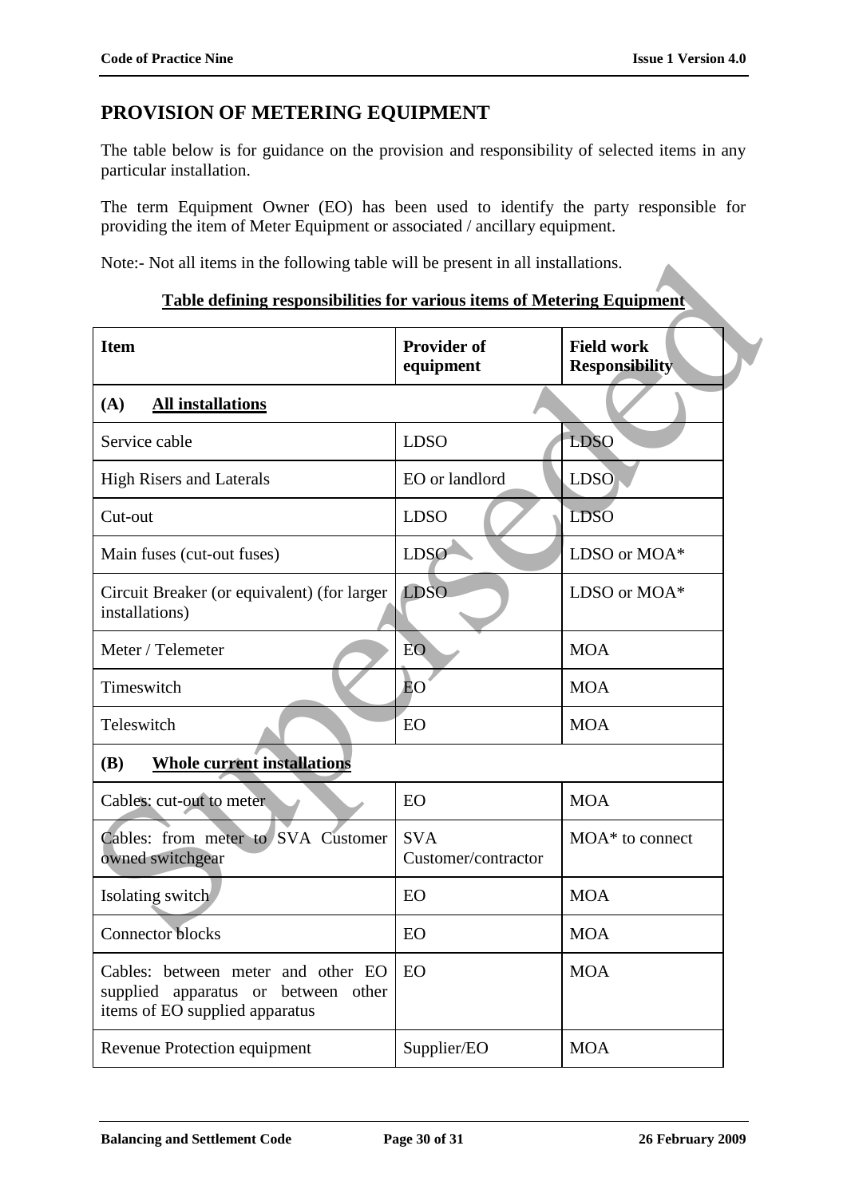# PROVISION OF METERING EQUIPMENT

The table below is for guidance on the provision and responsibility of selected items in any particular installation.

The term Equipment Owner (EO) has been used to identify the party responsible for providing the item of Meter Equipment or associated / ancillary equipment.

Note:- Not all items in the following table will be present in all installations.

**Table defining responsibilities for various items of Metering Equipment**

| Item | Provider of equipment | Field work Responsibility |
|---|---|---|
| **(A) All installations** | | |
| Service cable | LDSO | LDSO |
| High Risers and Laterals | EO or landlord | LDSO |
| Cut-out | LDSO | LDSO |
| Main fuses (cut-out fuses) | LDSO | LDSO or MOA* |
| Circuit Breaker (or equivalent) (for larger installations) | LDSO | LDSO or MOA* |
| Meter / Telemeter | EO | MOA |
| Timeswitch | EO | MOA |
| Teleswitch | EO | MOA |
| **(B) Whole current installations** | | |
| Cables: cut-out to meter | EO | MOA |
| Cables: from meter to SVA Customer owned switchgear | SVA Customer/contractor | MOA* to connect |
| Isolating switch | EO | MOA |
| Connector blocks | EO | MOA |
| Cables: between meter and other EO supplied apparatus or between other items of EO supplied apparatus | EO | MOA |
| Revenue Protection equipment | Supplier/EO | MOA |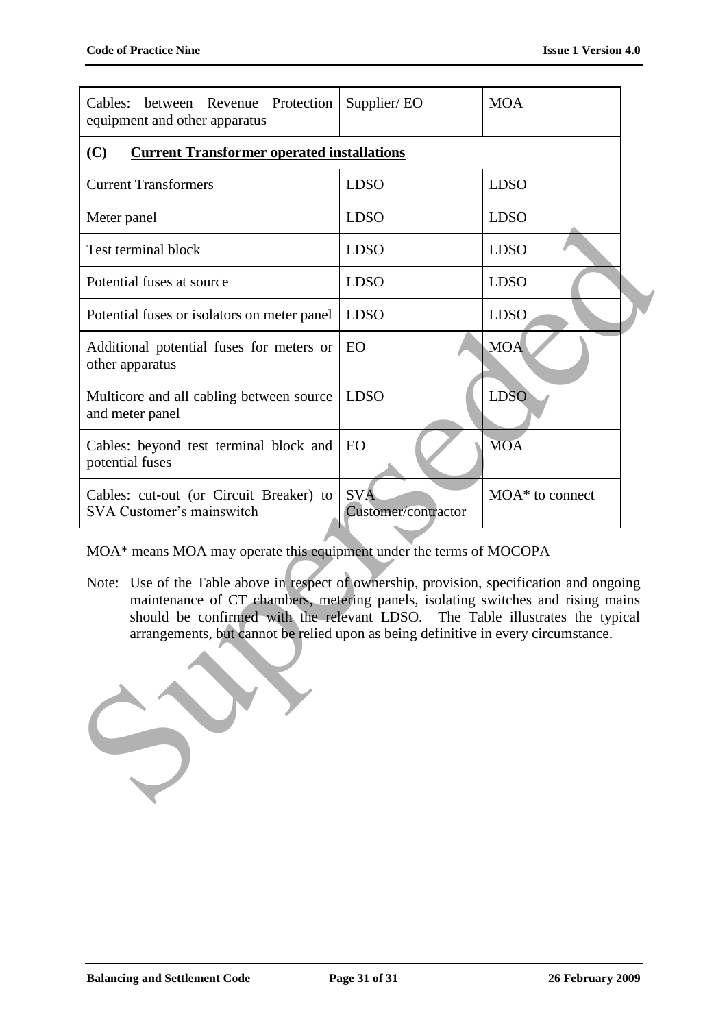| | | |
|---|---|---|
| Cables: between Revenue Protection equipment and other apparatus | Supplier/ EO | MOA |
| **(C) Current Transformer operated installations** | | |
| Current Transformers | LDSO | LDSO |
| Meter panel | LDSO | LDSO |
| Test terminal block | LDSO | LDSO |
| Potential fuses at source | LDSO | LDSO |
| Potential fuses or isolators on meter panel | LDSO | LDSO |
| Additional potential fuses for meters or other apparatus | EO | MOA |
| Multicore and all cabling between source and meter panel | LDSO | LDSO |
| Cables: beyond test terminal block and potential fuses | EO | MOA |
| Cables: cut-out (or Circuit Breaker) to SVA Customer's mainswitch | SVA Customer/contractor | MOA* to connect |

MOA* means MOA may operate this equipment under the terms of MOCOPA

Note: Use of the Table above in respect of ownership, provision, specification and ongoing maintenance of CT chambers, metering panels, isolating switches and rising mains should be confirmed with the relevant LDSO. The Table illustrates the typical arrangements, but cannot be relied upon as being definitive in every circumstance.

Superseded